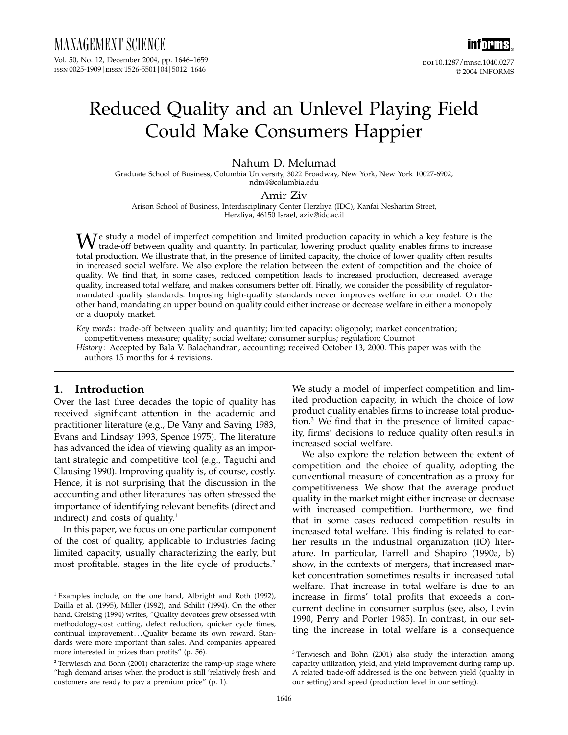# Reduced Quality and an Unlevel Playing Field Could Make Consumers Happier

**Nahum D. Melumad**

Graduate School of Business, Columbia University, 3022 Broadway, New York, New York 10027-6902, ndm4@columbia.edu

**Amir Ziv**

Arison School of Business, Interdisciplinary Center Herzliya (IDC), Kanfai Nesharim Street, Herzliya, 46150 Israel, aziv@idc.ac.il

We study a model of imperfect competition and limited production capacity in which a key feature is the trade-off between quality and quantity. In particular, lowering product quality enables firms to increase total production. We illustrate that, in the presence of limited capacity, the choice of lower quality often results in increased social welfare. We also explore the relation between the extent of competition and the choice of quality. We find that, in some cases, reduced competition leads to increased production, decreased average quality, increased total welfare, and makes consumers better off. Finally, we consider the possibility of regulator-mandated quality standards. Imposing high-quality standards never improves welfare in our model. On the other hand, mandating an upper bound on quality could either increase or decrease welfare in either a monopoly or a duopoly market.

*Key words*: trade-off between quality and quantity; limited capacity; oligopoly; market concentration; competitiveness measure; quality; social welfare; consumer surplus; regulation; Cournot

*History*: Accepted by Bala V. Balachandran, accounting; received October 13, 2000. This paper was with the authors 15 months for 4 revisions.

## 1. Introduction

Over the last three decades the topic of quality has received significant attention in the academic and practitioner literature (e.g., De Vany and Saving 1983, Evans and Lindsay 1993, Spence 1975). The literature has advanced the idea of viewing quality as an important strategic and competitive tool (e.g., Taguchi and Clausing 1990). Improving quality is, of course, costly. Hence, it is not surprising that the discussion in the accounting and other literatures has often stressed the importance of identifying relevant benefits (direct and indirect) and costs of quality.[1]

In this paper, we focus on one particular component of the cost of quality, applicable to industries facing limited capacity, usually characterizing the early, but most profitable, stages in the life cycle of products.[2] We study a model of imperfect competition and limited production capacity, in which the choice of low product quality enables firms to increase total production.[3] We find that in the presence of limited capacity, firms' decisions to reduce quality often results in increased social welfare.

We also explore the relation between the extent of competition and the choice of quality, adopting the conventional measure of concentration as a proxy for competitiveness. We show that the average product quality in the market might either increase or decrease with increased competition. Furthermore, we find that in some cases reduced competition results in increased total welfare. This finding is related to earlier results in the industrial organization (IO) literature. In particular, Farrell and Shapiro (1990a, b) show, in the contexts of mergers, that increased market concentration sometimes results in increased total welfare. That increase in total welfare is due to an increase in firms' total profits that exceeds a concurrent decline in consumer surplus (see, also, Levin 1990, Perry and Porter 1985). In contrast, in our setting the increase in total welfare is a consequence

---

[1] Examples include, on the one hand, Albright and Roth (1992), Dailla et al. (1995), Miller (1992), and Schilit (1994). On the other hand, Greising (1994) writes, "Quality devotees grew obsessed with methodology-cost cutting, defect reduction, quicker cycle times, continual improvement... Quality became its own reward. Standards were more important than sales. And companies appeared more interested in prizes than profits" (p. 56).

[2] Terwiesch and Bohn (2001) characterize the ramp-up stage where "high demand arises when the product is still 'relatively fresh' and customers are ready to pay a premium price" (p. 1).

[3] Terwiesch and Bohn (2001) also study the interaction among capacity utilization, yield, and yield improvement during ramp up. A related trade-off addressed is the one between yield (quality in our setting) and speed (production level in our setting).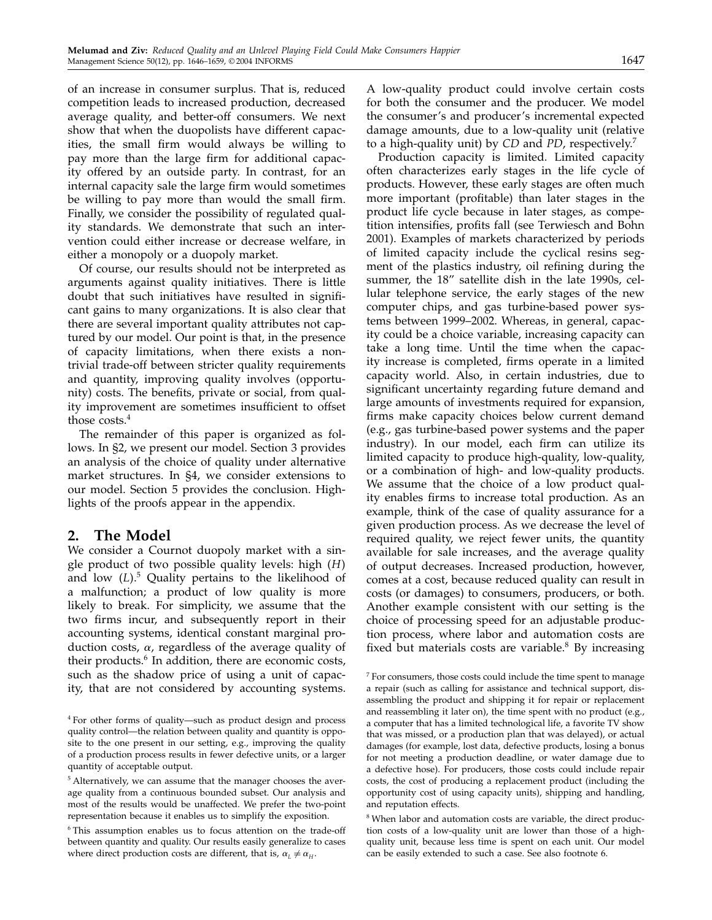of an increase in consumer surplus. That is, reduced competition leads to increased production, decreased average quality, and better-off consumers. We next show that when the duopolists have different capacities, the small firm would always be willing to pay more than the large firm for additional capacity offered by an outside party. In contrast, for an internal capacity sale the large firm would sometimes be willing to pay more than would the small firm. Finally, we consider the possibility of regulated quality standards. We demonstrate that such an intervention could either increase or decrease welfare, in either a monopoly or a duopoly market.

Of course, our results should not be interpreted as arguments against quality initiatives. There is little doubt that such initiatives have resulted in significant gains to many organizations. It is also clear that there are several important quality attributes not captured by our model. Our point is that, in the presence of capacity limitations, when there exists a nontrivial trade-off between stricter quality requirements and quantity, improving quality involves (opportunity) costs. The benefits, private or social, from quality improvement are sometimes insufficient to offset those costs.[4]

The remainder of this paper is organized as follows. In §2, we present our model. Section 3 provides an analysis of the choice of quality under alternative market structures. In §4, we consider extensions to our model. Section 5 provides the conclusion. Highlights of the proofs appear in the appendix.

## 2. The Model

We consider a Cournot duopoly market with a single product of two possible quality levels: high ($H$) and low ($L$).[5] Quality pertains to the likelihood of a malfunction; a product of low quality is more likely to break. For simplicity, we assume that the two firms incur, and subsequently report in their accounting systems, identical constant marginal production costs, $\alpha$, regardless of the average quality of their products.[6] In addition, there are economic costs, such as the shadow price of using a unit of capacity, that are not considered by accounting systems. A low-quality product could involve certain costs for both the consumer and the producer. We model the consumer's and producer's incremental expected damage amounts, due to a low-quality unit (relative to a high-quality unit) by $CD$ and $PD$, respectively.[7]

Production capacity is limited. Limited capacity often characterizes early stages in the life cycle of products. However, these early stages are often much more important (profitable) than later stages in the product life cycle because in later stages, as competition intensifies, profits fall (see Terwiesch and Bohn 2001). Examples of markets characterized by periods of limited capacity include the cyclical resins segment of the plastics industry, oil refining during the summer, the 18″ satellite dish in the late 1990s, cellular telephone service, the early stages of the new computer chips, and gas turbine-based power systems between 1999–2002. Whereas, in general, capacity could be a choice variable, increasing capacity can take a long time. Until the time when the capacity increase is completed, firms operate in a limited capacity world. Also, in certain industries, due to significant uncertainty regarding future demand and large amounts of investments required for expansion, firms make capacity choices below current demand (e.g., gas turbine-based power systems and the paper industry). In our model, each firm can utilize its limited capacity to produce high-quality, low-quality, or a combination of high- and low-quality products. We assume that the choice of a low product quality enables firms to increase total production. As an example, think of the case of quality assurance for a given production process. As we decrease the level of required quality, we reject fewer units, the quantity available for sale increases, and the average quality of output decreases. Increased production, however, comes at a cost, because reduced quality can result in costs (or damages) to consumers, producers, or both. Another example consistent with our setting is the choice of processing speed for an adjustable production process, where labor and automation costs are fixed but materials costs are variable.[8] By increasing

[4] For other forms of quality—such as product design and process quality control—the relation between quality and quantity is opposite to the one present in our setting, e.g., improving the quality of a production process results in fewer defective units, or a larger quantity of acceptable output.

[5] Alternatively, we can assume that the manager chooses the average quality from a continuous bounded subset. Our analysis and most of the results would be unaffected. We prefer the two-point representation because it enables us to simplify the exposition.

[6] This assumption enables us to focus attention on the trade-off between quantity and quality. Our results easily generalize to cases where direct production costs are different, that is, $\alpha_L \neq \alpha_H$.

[7] For consumers, those costs could include the time spent to manage a repair (such as calling for assistance and technical support, disassembling the product and shipping it for repair or replacement and reassembling it later on), the time spent with no product (e.g., a computer that has a limited technological life, a favorite TV show that was missed, or a production plan that was delayed), or actual damages (for example, lost data, defective products, losing a bonus for not meeting a production deadline, or water damage due to a defective hose). For producers, those costs could include repair costs, the cost of producing a replacement product (including the opportunity cost of using capacity units), shipping and handling, and reputation effects.

[8] When labor and automation costs are variable, the direct production costs of a low-quality unit are lower than those of a high-quality unit, because less time is spent on each unit. Our model can be easily extended to such a case. See also footnote 6.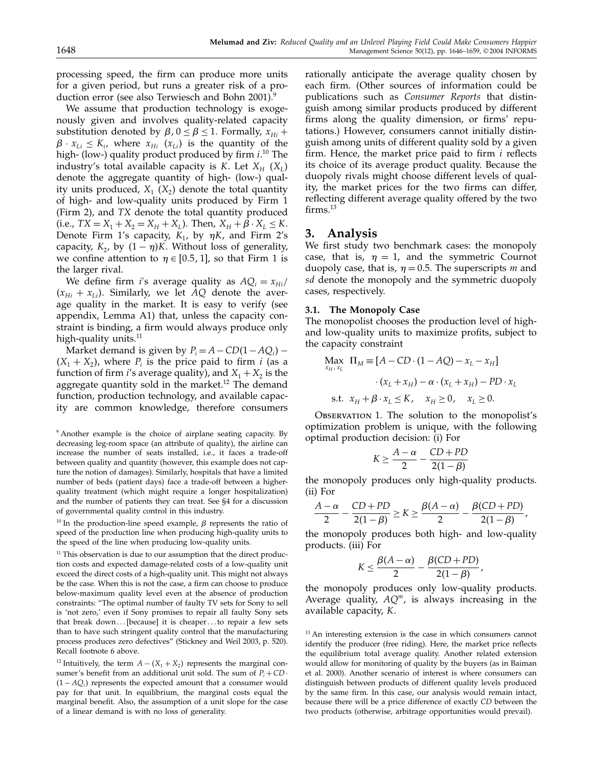processing speed, the firm can produce more units for a given period, but runs a greater risk of a production error (see also Terwiesch and Bohn 2001).[9]

We assume that production technology is exogenously given and involves quality-related capacity substitution denoted by $\beta$, $0 \le \beta \le 1$. Formally, $x_{Hi} + \beta \cdot x_{Li} \le K_i$, where $x_{Hi}$ ($x_{Li}$) is the quantity of the high- (low-) quality product produced by firm $i$.[10] The industry's total available capacity is $K$. Let $X_H$ ($X_L$) denote the aggregate quantity of high- (low-) quality units produced, $X_1$ ($X_2$) denote the total quantity of high- and low-quality units produced by Firm 1 (Firm 2), and $TX$ denote the total quantity produced (i.e., $TX = X_1 + X_2 = X_H + X_L$). Then, $X_H + \beta \cdot X_L \le K$. Denote Firm 1's capacity, $K_1$, by $\eta K$, and Firm 2's capacity, $K_2$, by $(1-\eta)K$. Without loss of generality, we confine attention to $\eta \in [0.5, 1]$, so that Firm 1 is the larger rival.

We define firm $i$'s average quality as $AQ_i = x_{Hi}/(x_{Hi} + x_{Li})$. Similarly, we let $AQ$ denote the average quality in the market. It is easy to verify (see appendix, Lemma A1) that, unless the capacity constraint is binding, a firm would always produce only high-quality units.[11]

Market demand is given by $P_i = A - CD(1 - AQ_i) - (X_1 + X_2)$, where $P_i$ is the price paid to firm $i$ (as a function of firm $i$'s average quality), and $X_1 + X_2$ is the aggregate quantity sold in the market.[12] The demand function, production technology, and available capacity are common knowledge, therefore consumers rationally anticipate the average quality chosen by each firm. (Other sources of information could be publications such as *Consumer Reports* that distinguish among similar products produced by different firms along the quality dimension, or firms' reputations.) However, consumers cannot initially distinguish among units of different quality sold by a given firm. Hence, the market price paid to firm $i$ reflects its choice of its average product quality. Because the duopoly rivals might choose different levels of quality, the market prices for the two firms can differ, reflecting different average quality offered by the two firms.[13]

## 3. Analysis

We first study two benchmark cases: the monopoly case, that is, $\eta = 1$, and the symmetric Cournot duopoly case, that is, $\eta = 0.5$. The superscripts $m$ and $sd$ denote the monopoly and the symmetric duopoly cases, respectively.

### 3.1. The Monopoly Case

The monopolist chooses the production level of high- and low-quality units to maximize profits, subject to the capacity constraint

$$\begin{aligned} \max_{x_H,\, x_L} \; \Pi_M &\equiv [A - CD \cdot (1 - AQ) - x_L - x_H] \\ &\quad \cdot (x_L + x_H) - \alpha \cdot (x_L + x_H) - PD \cdot x_L \\ \text{s.t.} \;\; & x_H + \beta \cdot x_L \le K, \quad x_H \ge 0, \quad x_L \ge 0. \end{aligned}$$

Observation 1. The solution to the monopolist's optimization problem is unique, with the following optimal production decision: (i) For

$$K \ge \frac{A-\alpha}{2} - \frac{CD+PD}{2(1-\beta)}$$

the monopoly produces only high-quality products. (ii) For

$$\frac{A-\alpha}{2} - \frac{CD+PD}{2(1-\beta)} \ge K \ge \frac{\beta(A-\alpha)}{2} - \frac{\beta(CD+PD)}{2(1-\beta)},$$

the monopoly produces both high- and low-quality products. (iii) For

$$K \le \frac{\beta(A-\alpha)}{2} - \frac{\beta(CD+PD)}{2(1-\beta)},$$

the monopoly produces only low-quality products. Average quality, $AQ^m$, is always increasing in the available capacity, $K$.

---

[9] Another example is the choice of airplane seating capacity. By decreasing leg-room space (an attribute of quality), the airline can increase the number of seats installed, i.e., it faces a trade-off between quality and quantity (however, this example does not capture the notion of damages). Similarly, hospitals that have a limited number of beds (patient days) face a trade-off between a higher-quality treatment (which might require a longer hospitalization) and the number of patients they can treat. See §4 for a discussion of governmental quality control in this industry.

[10] In the production-line speed example, $\beta$ represents the ratio of speed of the production line when producing high-quality units to the speed of the line when producing low-quality units.

[11] This observation is due to our assumption that the direct production costs and expected damage-related costs of a low-quality unit exceed the direct costs of a high-quality unit. This might not always be the case. When this is not the case, a firm can choose to produce below-maximum quality level even at the absence of production constraints: "The optimal number of faulty TV sets for Sony to sell is 'not zero,' even if Sony promises to repair all faulty Sony sets that break down ... [because] it is cheaper ... to repair a few sets than to have such stringent quality control that the manufacturing process produces zero defectives" (Stickney and Weil 2003, p. 520). Recall footnote 6 above.

[12] Intuitively, the term $A - (X_1 + X_2)$ represents the marginal consumer's benefit from an additional unit sold. The sum of $P_i + CD \cdot (1 - AQ_i)$ represents the expected amount that a consumer would pay for that unit. In equilibrium, the marginal costs equal the marginal benefit. Also, the assumption of a unit slope for the case of a linear demand is with no loss of generality.

[13] An interesting extension is the case in which consumers cannot identify the producer (free riding). Here, the market price reflects the equilibrium total average quality. Another related extension would allow for monitoring of quality by the buyers (as in Baiman et al. 2000). Another scenario of interest is where consumers can distinguish between products of different quality levels produced by the same firm. In this case, our analysis would remain intact, because there will be a price difference of exactly $CD$ between the two products (otherwise, arbitrage opportunities would prevail).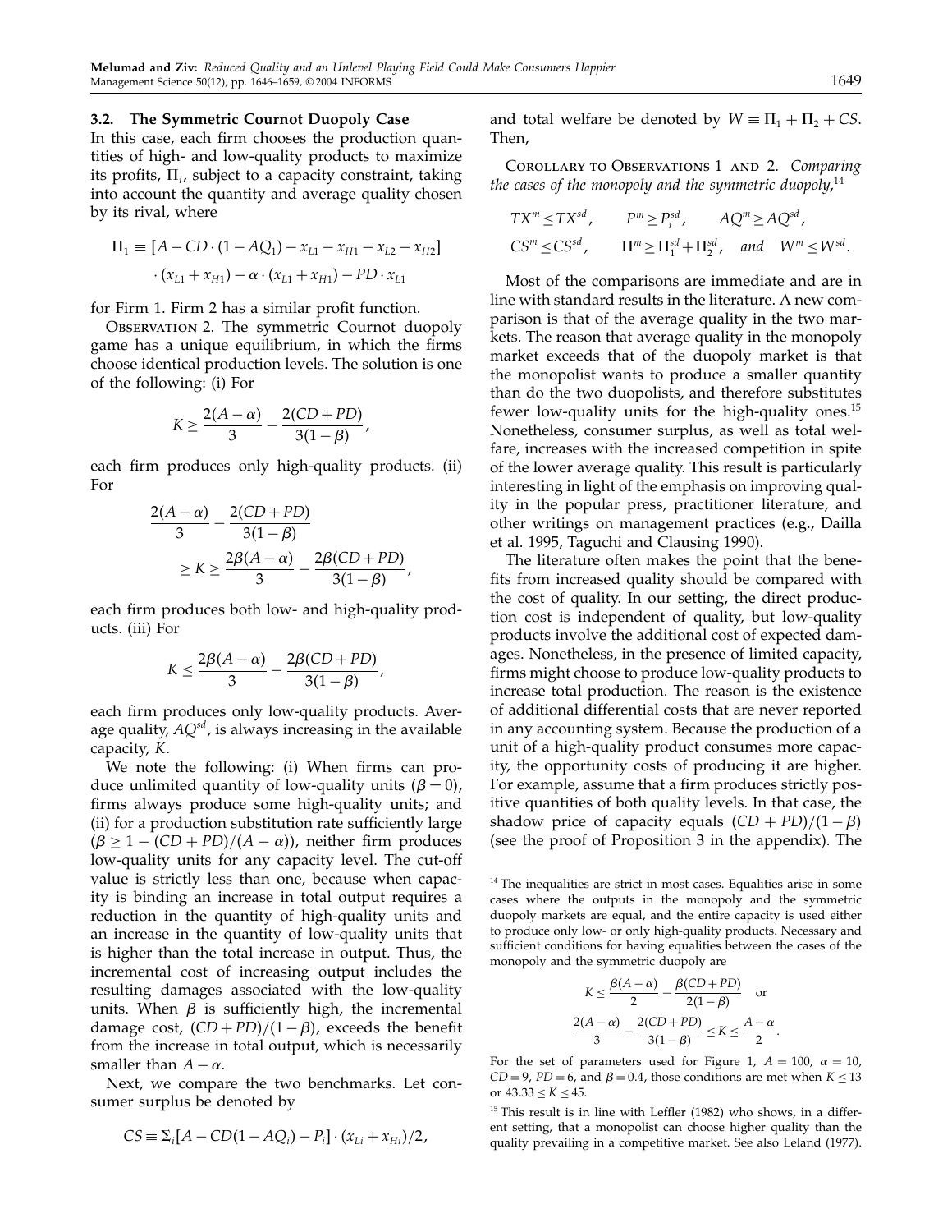### 3.2. The Symmetric Cournot Duopoly Case

In this case, each firm chooses the production quantities of high- and low-quality products to maximize its profits, $\Pi_i$, subject to a capacity constraint, taking into account the quantity and average quality chosen by its rival, where

$$\Pi_1 \equiv [A - CD \cdot (1 - AQ_1) - x_{L1} - x_{H1} - x_{L2} - x_{H2}] \cdot (x_{L1} + x_{H1}) - \alpha \cdot (x_{L1} + x_{H1}) - PD \cdot x_{L1}$$

for Firm 1. Firm 2 has a similar profit function.

Observation 2. The symmetric Cournot duopoly game has a unique equilibrium, in which the firms choose identical production levels. The solution is one of the following: (i) For

$$K \geq \frac{2(A-\alpha)}{3} - \frac{2(CD+PD)}{3(1-\beta)},$$

each firm produces only high-quality products. (ii) For

$$\frac{2(A-\alpha)}{3} - \frac{2(CD+PD)}{3(1-\beta)} \geq K \geq \frac{2\beta(A-\alpha)}{3} - \frac{2\beta(CD+PD)}{3(1-\beta)},$$

each firm produces both low- and high-quality products. (iii) For

$$K \leq \frac{2\beta(A-\alpha)}{3} - \frac{2\beta(CD+PD)}{3(1-\beta)},$$

each firm produces only low-quality products. Average quality, $AQ^{sd}$, is always increasing in the available capacity, $K$.

We note the following: (i) When firms can produce unlimited quantity of low-quality units ($\beta = 0$), firms always produce some high-quality units; and (ii) for a production substitution rate sufficiently large ($\beta \geq 1 - (CD+PD)/(A-\alpha)$), neither firm produces low-quality units for any capacity level. The cut-off value is strictly less than one, because when capacity is binding an increase in total output requires a reduction in the quantity of high-quality units and an increase in the quantity of low-quality units that is higher than the total increase in output. Thus, the incremental cost of increasing output includes the resulting damages associated with the low-quality units. When $\beta$ is sufficiently high, the incremental damage cost, $(CD+PD)/(1-\beta)$, exceeds the benefit from the increase in total output, which is necessarily smaller than $A-\alpha$.

Next, we compare the two benchmarks. Let consumer surplus be denoted by

$$CS \equiv \Sigma_i [A - CD(1 - AQ_i) - P_i] \cdot (x_{Li} + x_{Hi})/2,$$

and total welfare be denoted by $W \equiv \Pi_1 + \Pi_2 + CS$. Then,

Corollary to Observations 1 and 2. *Comparing the cases of the monopoly and the symmetric duopoly,*[14]

$$TX^m \leq TX^{sd}, \qquad P^m \geq P_i^{sd}, \qquad AQ^m \geq AQ^{sd},$$
$$CS^m \leq CS^{sd}, \qquad \Pi^m \geq \Pi_1^{sd} + \Pi_2^{sd}, \quad \textit{and} \quad W^m \leq W^{sd}.$$

Most of the comparisons are immediate and are in line with standard results in the literature. A new comparison is that of the average quality in the two markets. The reason that average quality in the monopoly market exceeds that of the duopoly market is that the monopolist wants to produce a smaller quantity than do the two duopolists, and therefore substitutes fewer low-quality units for the high-quality ones.[15] Nonetheless, consumer surplus, as well as total welfare, increases with the increased competition in spite of the lower average quality. This result is particularly interesting in light of the emphasis on improving quality in the popular press, practitioner literature, and other writings on management practices (e.g., Dailla et al. 1995, Taguchi and Clausing 1990).

The literature often makes the point that the benefits from increased quality should be compared with the cost of quality. In our setting, the direct production cost is independent of quality, but low-quality products involve the additional cost of expected damages. Nonetheless, in the presence of limited capacity, firms might choose to produce low-quality products to increase total production. The reason is the existence of additional differential costs that are never reported in any accounting system. Because the production of a unit of a high-quality product consumes more capacity, the opportunity costs of producing it are higher. For example, assume that a firm produces strictly positive quantities of both quality levels. In that case, the shadow price of capacity equals $(CD+PD)/(1-\beta)$ (see the proof of Proposition 3 in the appendix). The

[14] The inequalities are strict in most cases. Equalities arise in some cases where the outputs in the monopoly and the symmetric duopoly markets are equal, and the entire capacity is used either to produce only low- or only high-quality products. Necessary and sufficient conditions for having equalities between the cases of the monopoly and the symmetric duopoly are

$$K \leq \frac{\beta(A-\alpha)}{2} - \frac{\beta(CD+PD)}{2(1-\beta)} \quad \text{or}$$
$$\frac{2(A-\alpha)}{3} - \frac{2(CD+PD)}{3(1-\beta)} \leq K \leq \frac{A-\alpha}{2}.$$

For the set of parameters used for Figure 1, $A = 100$, $\alpha = 10$, $CD = 9$, $PD = 6$, and $\beta = 0.4$, those conditions are met when $K \leq 13$ or $43.33 \leq K \leq 45$.

[15] This result is in line with Leffler (1982) who shows, in a different setting, that a monopolist can choose higher quality than the quality prevailing in a competitive market. See also Leland (1977).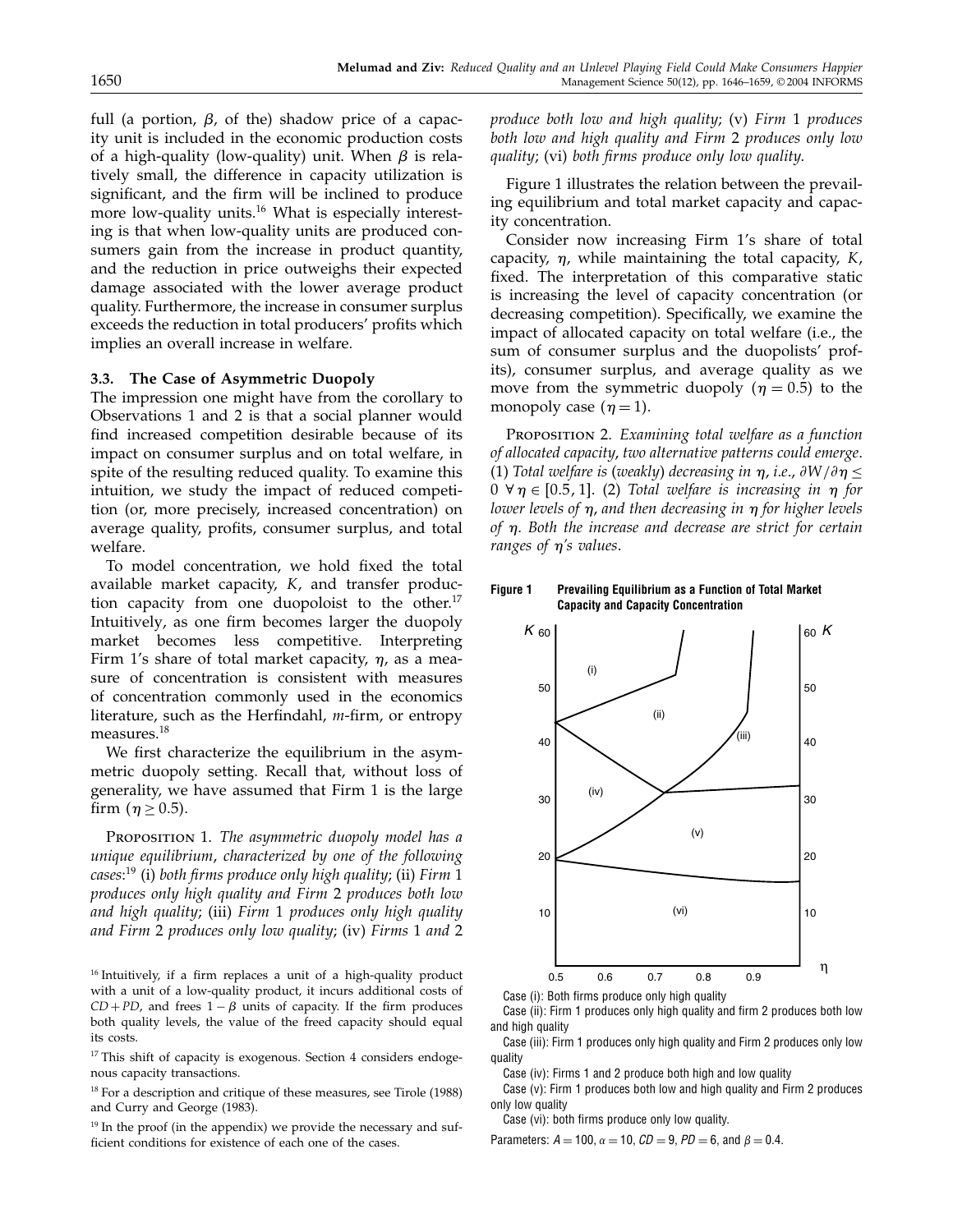full (a portion, $\beta$, of the) shadow price of a capacity unit is included in the economic production costs of a high-quality (low-quality) unit. When $\beta$ is relatively small, the difference in capacity utilization is significant, and the firm will be inclined to produce more low-quality units.[16] What is especially interesting is that when low-quality units are produced consumers gain from the increase in product quantity, and the reduction in price outweighs their expected damage associated with the lower average product quality. Furthermore, the increase in consumer surplus exceeds the reduction in total producers' profits which implies an overall increase in welfare.

### 3.3. The Case of Asymmetric Duopoly

The impression one might have from the corollary to Observations 1 and 2 is that a social planner would find increased competition desirable because of its impact on consumer surplus and on total welfare, in spite of the resulting reduced quality. To examine this intuition, we study the impact of reduced competition (or, more precisely, increased concentration) on average quality, profits, consumer surplus, and total welfare.

To model concentration, we hold fixed the total available market capacity, $K$, and transfer production capacity from one duopolist to the other.[17] Intuitively, as one firm becomes larger the duopoly market becomes less competitive. Interpreting Firm 1's share of total market capacity, $\eta$, as a measure of concentration is consistent with measures of concentration commonly used in the economics literature, such as the Herfindahl, $m$-firm, or entropy measures.[18]

We first characterize the equilibrium in the asymmetric duopoly setting. Recall that, without loss of generality, we have assumed that Firm 1 is the large firm ($\eta \geq 0.5$).

Proposition 1. *The asymmetric duopoly model has a unique equilibrium, characterized by one of the following cases:*[19] (i) *both firms produce only high quality*; (ii) *Firm* 1 *produces only high quality and Firm* 2 *produces both low and high quality*; (iii) *Firm* 1 *produces only high quality and Firm* 2 *produces only low quality*; (iv) *Firms* 1 *and* 2 *produce both low and high quality*; (v) *Firm* 1 *produces both low and high quality and Firm* 2 *produces only low quality*; (vi) *both firms produce only low quality*.

Figure 1 illustrates the relation between the prevailing equilibrium and total market capacity and capacity concentration.

Consider now increasing Firm 1's share of total capacity, $\eta$, while maintaining the total capacity, $K$, fixed. The interpretation of this comparative static is increasing the level of capacity concentration (or decreasing competition). Specifically, we examine the impact of allocated capacity on total welfare (i.e., the sum of consumer surplus and the duopolists' profits), consumer surplus, and average quality as we move from the symmetric duopoly ($\eta = 0.5$) to the monopoly case ($\eta = 1$).

Proposition 2. *Examining total welfare as a function of allocated capacity, two alternative patterns could emerge.* (1) *Total welfare is (weakly) decreasing in $\eta$, i.e., $\partial W / \partial \eta \leq 0 \;\forall\, \eta \in [0.5, 1]$.* (2) *Total welfare is increasing in $\eta$ for lower levels of $\eta$, and then decreasing in $\eta$ for higher levels of $\eta$. Both the increase and decrease are strict for certain ranges of $\eta$'s values.*

**Figure 1** Prevailing Equilibrium as a Function of Total Market Capacity and Capacity Concentration

Case (i): Both firms produce only high quality

Case (ii): Firm 1 produces only high quality and firm 2 produces both low and high quality

Case (iii): Firm 1 produces only high quality and Firm 2 produces only low quality

Case (iv): Firms 1 and 2 produce both high and low quality

Case (v): Firm 1 produces both low and high quality and Firm 2 produces only low quality

Case (vi): both firms produce only low quality.

Parameters: $A = 100$, $\alpha = 10$, $CD = 9$, $PD = 6$, and $\beta = 0.4$.

---

[16] Intuitively, if a firm replaces a unit of a high-quality product with a unit of a low-quality product, it incurs additional costs of $CD + PD$, and frees $1 - \beta$ units of capacity. If the firm produces both quality levels, the value of the freed capacity should equal its costs.

[17] This shift of capacity is exogenous. Section 4 considers endogenous capacity transactions.

[18] For a description and critique of these measures, see Tirole (1988) and Curry and George (1983).

[19] In the proof (in the appendix) we provide the necessary and sufficient conditions for existence of each one of the cases.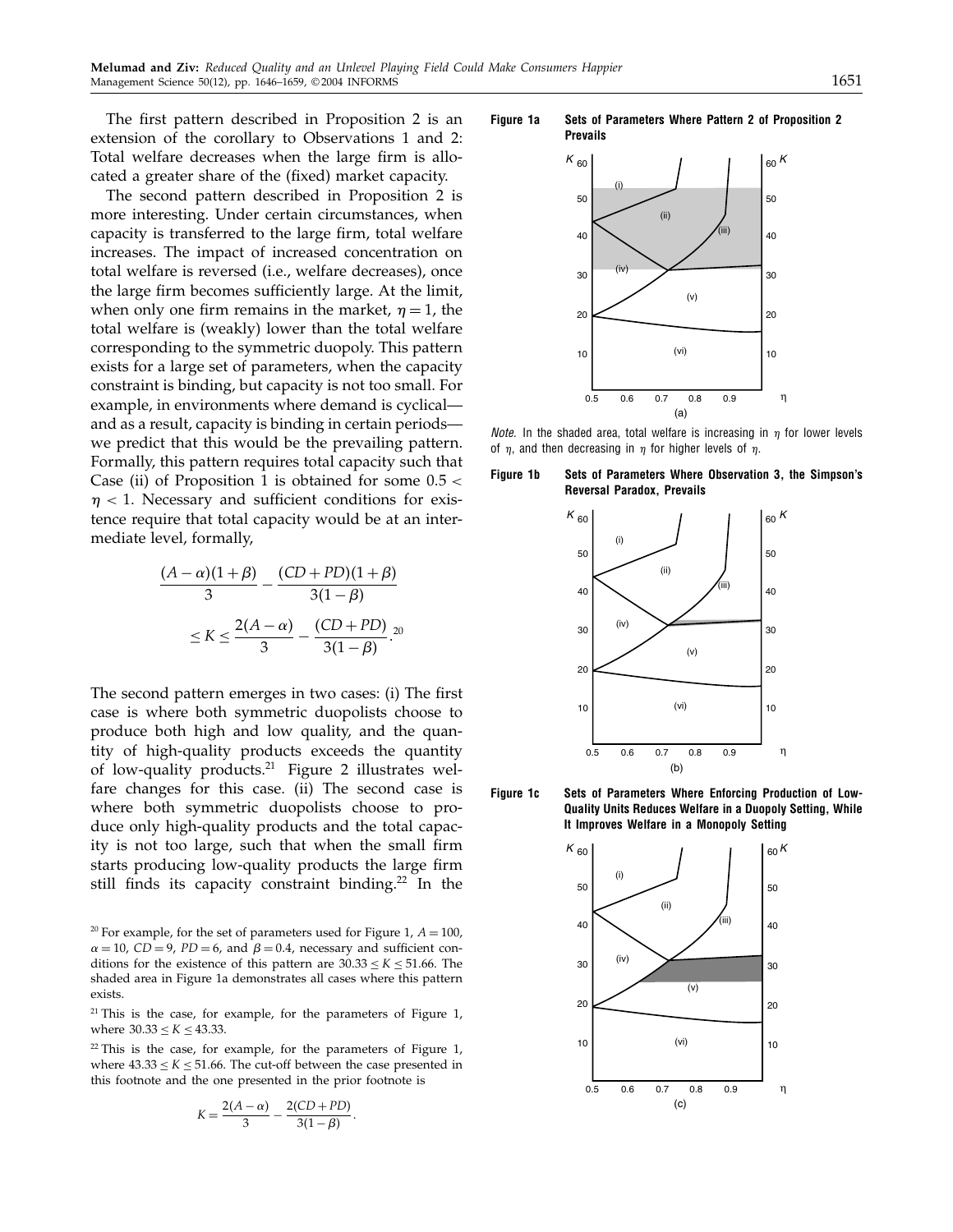The first pattern described in Proposition 2 is an extension of the corollary to Observations 1 and 2: Total welfare decreases when the large firm is allocated a greater share of the (fixed) market capacity.

The second pattern described in Proposition 2 is more interesting. Under certain circumstances, when capacity is transferred to the large firm, total welfare increases. The impact of increased concentration on total welfare is reversed (i.e., welfare decreases), once the large firm becomes sufficiently large. At the limit, when only one firm remains in the market, $\eta = 1$, the total welfare is (weakly) lower than the total welfare corresponding to the symmetric duopoly. This pattern exists for a large set of parameters, when the capacity constraint is binding, but capacity is not too small. For example, in environments where demand is cyclical—and as a result, capacity is binding in certain periods—we predict that this would be the prevailing pattern. Formally, this pattern requires total capacity such that Case (ii) of Proposition 1 is obtained for some $0.5 < \eta < 1$. Necessary and sufficient conditions for existence require that total capacity would be at an intermediate level, formally,

$$\frac{(A-\alpha)(1+\beta)}{3} - \frac{(CD+PD)(1+\beta)}{3(1-\beta)} \leq K \leq \frac{2(A-\alpha)}{3} - \frac{(CD+PD)}{3(1-\beta)}.$$[20]

The second pattern emerges in two cases: (i) The first case is where both symmetric duopolists choose to produce both high and low quality, and the quantity of high-quality products exceeds the quantity of low-quality products.[21] Figure 2 illustrates welfare changes for this case. (ii) The second case is where both symmetric duopolists choose to produce only high-quality products and the total capacity is not too large, such that when the small firm starts producing low-quality products the large firm still finds its capacity constraint binding.[22] In the

**Figure 1a** Sets of Parameters Where Pattern 2 of Proposition 2 Prevails

*Note.* In the shaded area, total welfare is increasing in $\eta$ for lower levels of $\eta$, and then decreasing in $\eta$ for higher levels of $\eta$.

**Figure 1b** Sets of Parameters Where Observation 3, the Simpson's Reversal Paradox, Prevails

**Figure 1c** Sets of Parameters Where Enforcing Production of Low-Quality Units Reduces Welfare in a Duopoly Setting, While It Improves Welfare in a Monopoly Setting

[20] For example, for the set of parameters used for Figure 1, $A = 100$, $\alpha = 10$, $CD = 9$, $PD = 6$, and $\beta = 0.4$, necessary and sufficient conditions for the existence of this pattern are $30.33 \leq K \leq 51.66$. The shaded area in Figure 1a demonstrates all cases where this pattern exists.

[21] This is the case, for example, for the parameters of Figure 1, where $30.33 \leq K \leq 43.33$.

[22] This is the case, for example, for the parameters of Figure 1, where $43.33 \leq K \leq 51.66$. The cut-off between the case presented in this footnote and the one presented in the prior footnote is

$$K = \frac{2(A-\alpha)}{3} - \frac{2(CD+PD)}{3(1-\beta)}.$$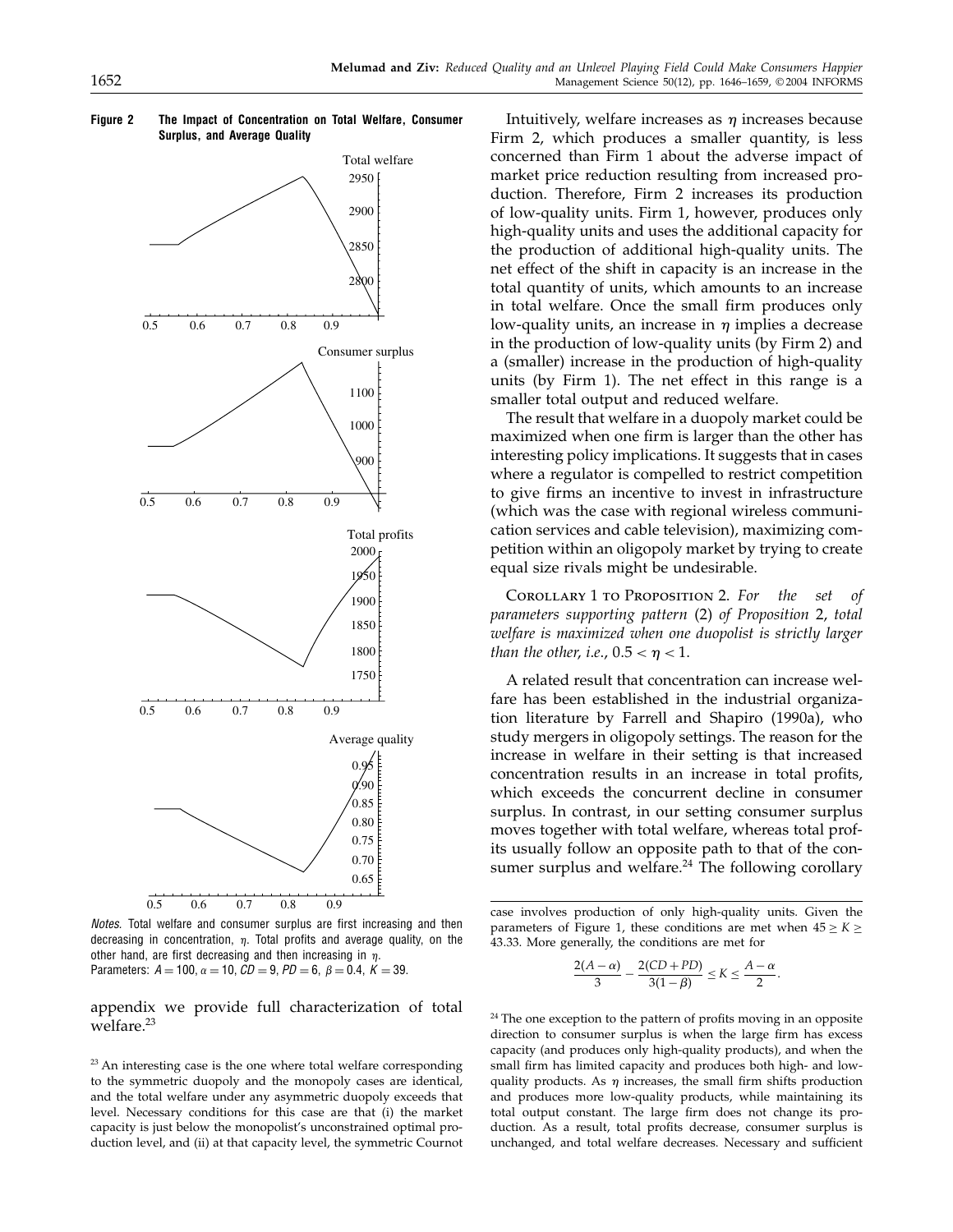**Figure 2 The Impact of Concentration on Total Welfare, Consumer Surplus, and Average Quality**

*Notes.* Total welfare and consumer surplus are first increasing and then decreasing in concentration, $\eta$. Total profits and average quality, on the other hand, are first decreasing and then increasing in $\eta$.
Parameters: $A = 100$, $\alpha = 10$, $CD = 9$, $PD = 6$, $\beta = 0.4$, $K = 39$.

appendix we provide full characterization of total welfare.[23]

Intuitively, welfare increases as $\eta$ increases because Firm 2, which produces a smaller quantity, is less concerned than Firm 1 about the adverse impact of market price reduction resulting from increased production. Therefore, Firm 2 increases its production of low-quality units. Firm 1, however, produces only high-quality units and uses the additional capacity for the production of additional high-quality units. The net effect of the shift in capacity is an increase in the total quantity of units, which amounts to an increase in total welfare. Once the small firm produces only low-quality units, an increase in $\eta$ implies a decrease in the production of low-quality units (by Firm 2) and a (smaller) increase in the production of high-quality units (by Firm 1). The net effect in this range is a smaller total output and reduced welfare.

The result that welfare in a duopoly market could be maximized when one firm is larger than the other has interesting policy implications. It suggests that in cases where a regulator is compelled to restrict competition to give firms an incentive to invest in infrastructure (which was the case with regional wireless communication services and cable television), maximizing competition within an oligopoly market by trying to create equal size rivals might be undesirable.

Corollary 1 to Proposition 2. *For the set of parameters supporting pattern (2) of Proposition 2, total welfare is maximized when one duopolist is strictly larger than the other, i.e., $0.5 < \eta < 1$.*

A related result that concentration can increase welfare has been established in the industrial organization literature by Farrell and Shapiro (1990a), who study mergers in oligopoly settings. The reason for the increase in welfare in their setting is that increased concentration results in an increase in total profits, which exceeds the concurrent decline in consumer surplus. In contrast, in our setting consumer surplus moves together with total welfare, whereas total profits usually follow an opposite path to that of the consumer surplus and welfare.[24] The following corollary

[23] An interesting case is the one where total welfare corresponding to the symmetric duopoly and the monopoly cases are identical, and the total welfare under any asymmetric duopoly exceeds that level. Necessary conditions for this case are that (i) the market capacity is just below the monopolist's unconstrained optimal production level, and (ii) at that capacity level, the symmetric Cournot case involves production of only high-quality units. Given the parameters of Figure 1, these conditions are met when $45 \geq K \geq 43.33$. More generally, the conditions are met for

$$\frac{2(A-\alpha)}{3} - \frac{2(CD+PD)}{3(1-\beta)} \leq K \leq \frac{A-\alpha}{2}.$$

[24] The one exception to the pattern of profits moving in an opposite direction to consumer surplus is when the large firm has excess capacity (and produces only high-quality products), and when the small firm has limited capacity and produces both high- and low-quality products. As $\eta$ increases, the small firm shifts production and produces more low-quality products, while maintaining its total output constant. The large firm does not change its production. As a result, total profits decrease, consumer surplus is unchanged, and total welfare decreases. Necessary and sufficient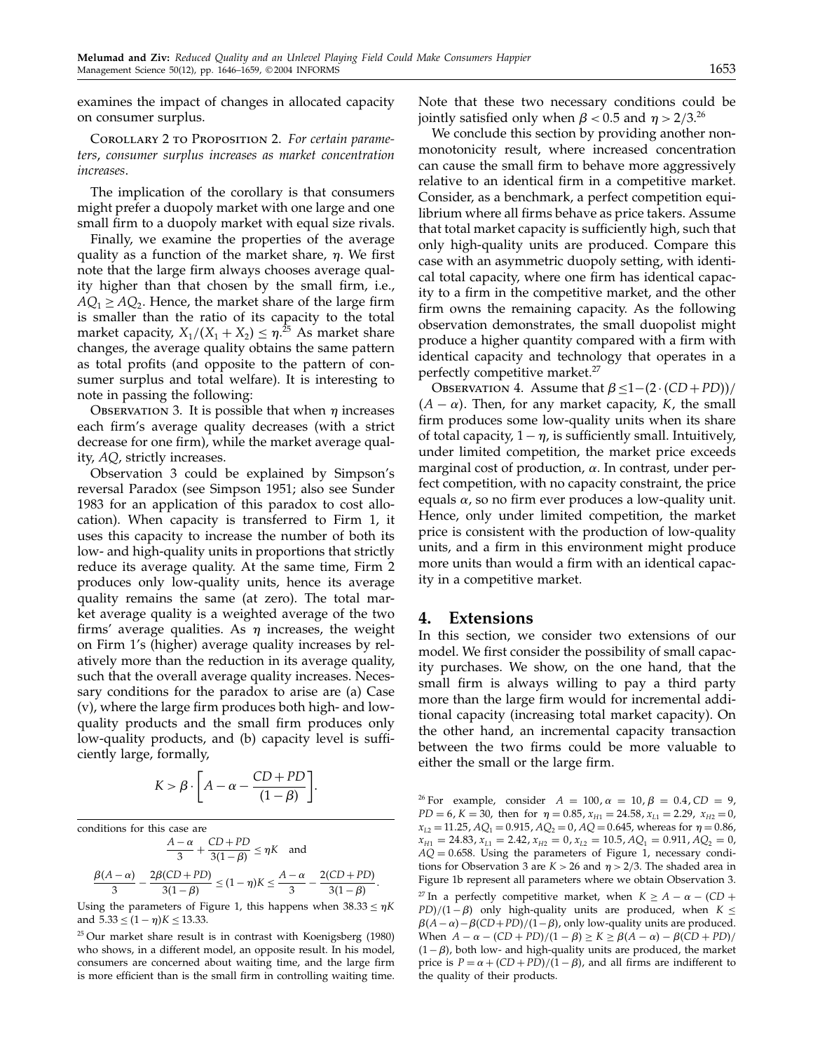examines the impact of changes in allocated capacity on consumer surplus.

Corollary 2 to Proposition 2. *For certain parameters, consumer surplus increases as market concentration increases.*

The implication of the corollary is that consumers might prefer a duopoly market with one large and one small firm to a duopoly market with equal size rivals.

Finally, we examine the properties of the average quality as a function of the market share, $\eta$. We first note that the large firm always chooses average quality higher than that chosen by the small firm, i.e., $AQ_1 \geq AQ_2$. Hence, the market share of the large firm is smaller than the ratio of its capacity to the total market capacity, $X_1/(X_1 + X_2) \leq \eta$.[25] As market share changes, the average quality obtains the same pattern as total profits (and opposite to the pattern of consumer surplus and total welfare). It is interesting to note in passing the following:

Observation 3. It is possible that when $\eta$ increases each firm's average quality decreases (with a strict decrease for one firm), while the market average quality, $AQ$, strictly increases.

Observation 3 could be explained by Simpson's reversal Paradox (see Simpson 1951; also see Sunder 1983 for an application of this paradox to cost allocation). When capacity is transferred to Firm 1, it uses this capacity to increase the number of both its low- and high-quality units in proportions that strictly reduce its average quality. At the same time, Firm 2 produces only low-quality units, hence its average quality remains the same (at zero). The total market average quality is a weighted average of the two firms' average qualities. As $\eta$ increases, the weight on Firm 1's (higher) average quality increases by relatively more than the reduction in its average quality, such that the overall average quality increases. Necessary conditions for the paradox to arise are (a) Case (v), where the large firm produces both high- and low-quality products and the small firm produces only low-quality products, and (b) capacity level is sufficiently large, formally,

$$K > \beta \cdot \left[A - \alpha - \frac{CD + PD}{(1-\beta)}\right].$$

Note that these two necessary conditions could be jointly satisfied only when $\beta < 0.5$ and $\eta > 2/3$.[26]

We conclude this section by providing another non-monotonicity result, where increased concentration can cause the small firm to behave more aggressively relative to an identical firm in a competitive market. Consider, as a benchmark, a perfect competition equilibrium where all firms behave as price takers. Assume that total market capacity is sufficiently high, such that only high-quality units are produced. Compare this case with an asymmetric duopoly setting, with identical total capacity, where one firm has identical capacity to a firm in the competitive market, and the other firm owns the remaining capacity. As the following observation demonstrates, the small duopolist might produce a higher quantity compared with a firm with identical capacity and technology that operates in a perfectly competitive market.[27]

Observation 4. Assume that $\beta \leq 1-(2\cdot(CD+PD))/(A-\alpha)$. Then, for any market capacity, $K$, the small firm produces some low-quality units when its share of total capacity, $1-\eta$, is sufficiently small. Intuitively, under limited competition, the market price exceeds marginal cost of production, $\alpha$. In contrast, under perfect competition, with no capacity constraint, the price equals $\alpha$, so no firm ever produces a low-quality unit. Hence, only under limited competition, the market price is consistent with the production of low-quality units, and a firm in this environment might produce more units than would a firm with an identical capacity in a competitive market.

## 4. Extensions

In this section, we consider two extensions of our model. We first consider the possibility of small capacity purchases. We show, on the one hand, that the small firm is always willing to pay a third party more than the large firm would for incremental additional capacity (increasing total market capacity). On the other hand, an incremental capacity transaction between the two firms could be more valuable to either the small or the large firm.

---

conditions for this case are

$$\frac{A-\alpha}{3} + \frac{CD+PD}{3(1-\beta)} \leq \eta K \quad \text{and}$$

$$\frac{\beta(A-\alpha)}{3} - \frac{2\beta(CD+PD)}{3(1-\beta)} \leq (1-\eta)K \leq \frac{A-\alpha}{3} - \frac{2(CD+PD)}{3(1-\beta)}.$$

Using the parameters of Figure 1, this happens when $38.33 \leq \eta K$ and $5.33 \leq (1-\eta)K \leq 13.33$.

[25] Our market share result is in contrast with Koenigsberg (1980) who shows, in a different model, an opposite result. In his model, consumers are concerned about waiting time, and the large firm is more efficient than is the small firm in controlling waiting time.

[26] For example, consider $A = 100, \alpha = 10, \beta = 0.4, CD = 9, PD = 6, K = 30$, then for $\eta = 0.85$, $x_{H1} = 24.58$, $x_{L1} = 2.29$, $x_{H2} = 0$, $x_{L2} = 11.25$, $AQ_1 = 0.915$, $AQ_2 = 0$, $AQ = 0.645$, whereas for $\eta = 0.86$, $x_{H1} = 24.83$, $x_{L1} = 2.42$, $x_{H2} = 0$, $x_{L2} = 10.5$, $AQ_1 = 0.911$, $AQ_2 = 0$, $AQ = 0.658$. Using the parameters of Figure 1, necessary conditions for Observation 3 are $K > 26$ and $\eta > 2/3$. The shaded area in Figure 1b represent all parameters where we obtain Observation 3.

[27] In a perfectly competitive market, when $K \geq A - \alpha - (CD + PD)/(1-\beta)$ only high-quality units are produced, when $K \leq \beta(A-\alpha) - \beta(CD+PD)/(1-\beta)$, only low-quality units are produced. When $A - \alpha - (CD+PD)/(1-\beta) \geq K \geq \beta(A-\alpha) - \beta(CD+PD)/(1-\beta)$, both low- and high-quality units are produced, the market price is $P = \alpha + (CD+PD)/(1-\beta)$, and all firms are indifferent to the quality of their products.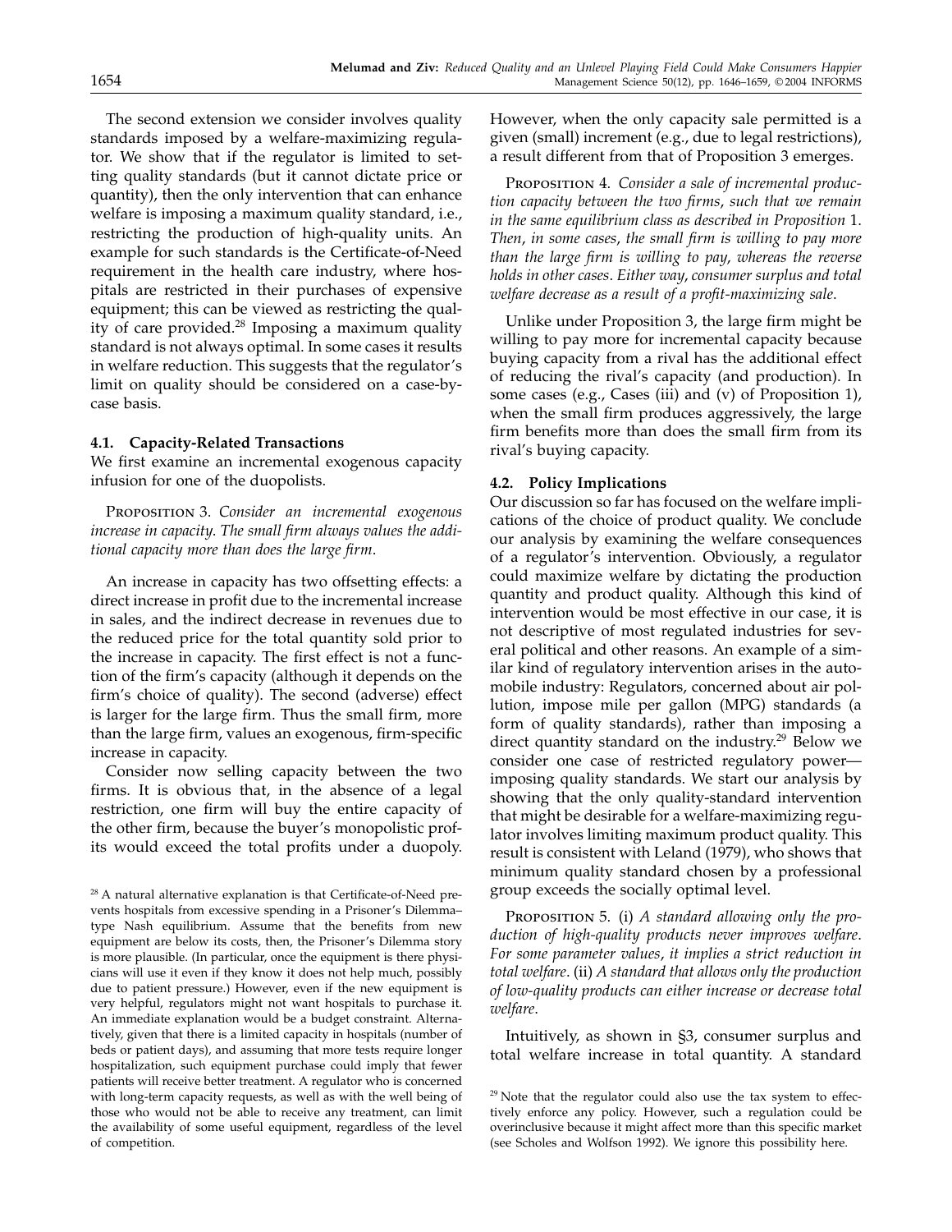The second extension we consider involves quality standards imposed by a welfare-maximizing regulator. We show that if the regulator is limited to setting quality standards (but it cannot dictate price or quantity), then the only intervention that can enhance welfare is imposing a maximum quality standard, i.e., restricting the production of high-quality units. An example for such standards is the Certificate-of-Need requirement in the health care industry, where hospitals are restricted in their purchases of expensive equipment; this can be viewed as restricting the quality of care provided.[28] Imposing a maximum quality standard is not always optimal. In some cases it results in welfare reduction. This suggests that the regulator's limit on quality should be considered on a case-by-case basis.

### 4.1. Capacity-Related Transactions

We first examine an incremental exogenous capacity infusion for one of the duopolists.

Proposition 3. *Consider an incremental exogenous increase in capacity. The small firm always values the additional capacity more than does the large firm.*

An increase in capacity has two offsetting effects: a direct increase in profit due to the incremental increase in sales, and the indirect decrease in revenues due to the reduced price for the total quantity sold prior to the increase in capacity. The first effect is not a function of the firm's capacity (although it depends on the firm's choice of quality). The second (adverse) effect is larger for the large firm. Thus the small firm, more than the large firm, values an exogenous, firm-specific increase in capacity.

Consider now selling capacity between the two firms. It is obvious that, in the absence of a legal restriction, one firm will buy the entire capacity of the other firm, because the buyer's monopolistic profits would exceed the total profits under a duopoly. However, when the only capacity sale permitted is a given (small) increment (e.g., due to legal restrictions), a result different from that of Proposition 3 emerges.

Proposition 4. *Consider a sale of incremental production capacity between the two firms, such that we remain in the same equilibrium class as described in Proposition 1. Then, in some cases, the small firm is willing to pay more than the large firm is willing to pay, whereas the reverse holds in other cases. Either way, consumer surplus and total welfare decrease as a result of a profit-maximizing sale.*

Unlike under Proposition 3, the large firm might be willing to pay more for incremental capacity because buying capacity from a rival has the additional effect of reducing the rival's capacity (and production). In some cases (e.g., Cases (iii) and (v) of Proposition 1), when the small firm produces aggressively, the large firm benefits more than does the small firm from its rival's buying capacity.

### 4.2. Policy Implications

Our discussion so far has focused on the welfare implications of the choice of product quality. We conclude our analysis by examining the welfare consequences of a regulator's intervention. Obviously, a regulator could maximize welfare by dictating the production quantity and product quality. Although this kind of intervention would be most effective in our case, it is not descriptive of most regulated industries for several political and other reasons. An example of a similar kind of regulatory intervention arises in the automobile industry: Regulators, concerned about air pollution, impose mile per gallon (MPG) standards (a form of quality standards), rather than imposing a direct quantity standard on the industry.[29] Below we consider one case of restricted regulatory power—imposing quality standards. We start our analysis by showing that the only quality-standard intervention that might be desirable for a welfare-maximizing regulator involves limiting maximum product quality. This result is consistent with Leland (1979), who shows that minimum quality standard chosen by a professional group exceeds the socially optimal level.

Proposition 5. (i) *A standard allowing only the production of high-quality products never improves welfare. For some parameter values, it implies a strict reduction in total welfare.* (ii) *A standard that allows only the production of low-quality products can either increase or decrease total welfare.*

Intuitively, as shown in §3, consumer surplus and total welfare increase in total quantity. A standard

---

[28] A natural alternative explanation is that Certificate-of-Need prevents hospitals from excessive spending in a Prisoner's Dilemma–type Nash equilibrium. Assume that the benefits from new equipment are below its costs, then, the Prisoner's Dilemma story is more plausible. (In particular, once the equipment is there physicians will use it even if they know it does not help much, possibly due to patient pressure.) However, even if the new equipment is very helpful, regulators might not want hospitals to purchase it. An immediate explanation would be a budget constraint. Alternatively, given that there is a limited capacity in hospitals (number of beds or patient days), and assuming that more tests require longer hospitalization, such equipment purchase could imply that fewer patients will receive better treatment. A regulator who is concerned with long-term capacity requests, as well as with the well being of those who would not be able to receive any treatment, can limit the availability of some useful equipment, regardless of the level of competition.

[29] Note that the regulator could also use the tax system to effectively enforce any policy. However, such a regulation could be overinclusive because it might affect more than this specific market (see Scholes and Wolfson 1992). We ignore this possibility here.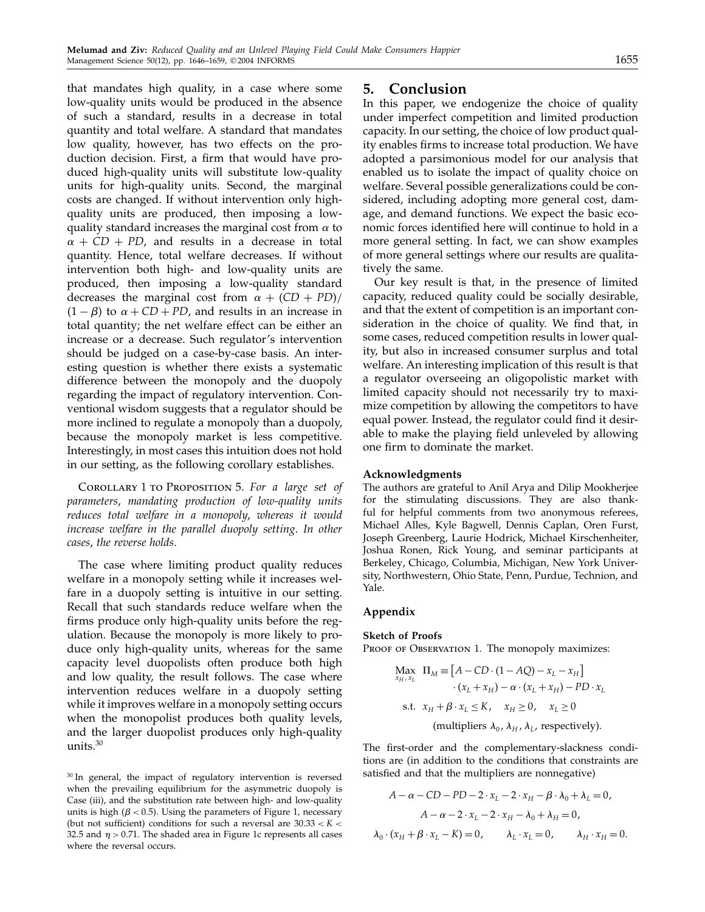that mandates high quality, in a case where some low-quality units would be produced in the absence of such a standard, results in a decrease in total quantity and total welfare. A standard that mandates low quality, however, has two effects on the production decision. First, a firm that would have produced high-quality units will substitute low-quality units for high-quality units. Second, the marginal costs are changed. If without intervention only high-quality units are produced, then imposing a low-quality standard increases the marginal cost from $\alpha$ to $\alpha + CD + PD$, and results in a decrease in total quantity. Hence, total welfare decreases. If without intervention both high- and low-quality units are produced, then imposing a low-quality standard decreases the marginal cost from $\alpha + (CD + PD)/(1-\beta)$ to $\alpha + CD + PD$, and results in an increase in total quantity; the net welfare effect can be either an increase or a decrease. Such regulator's intervention should be judged on a case-by-case basis. An interesting question is whether there exists a systematic difference between the monopoly and the duopoly regarding the impact of regulatory intervention. Conventional wisdom suggests that a regulator should be more inclined to regulate a monopoly than a duopoly, because the monopoly market is less competitive. Interestingly, in most cases this intuition does not hold in our setting, as the following corollary establishes.

Corollary 1 to Proposition 5. *For a large set of parameters, mandating production of low-quality units reduces total welfare in a monopoly, whereas it would increase welfare in the parallel duopoly setting. In other cases, the reverse holds.*

The case where limiting product quality reduces welfare in a monopoly setting while it increases welfare in a duopoly setting is intuitive in our setting. Recall that such standards reduce welfare when the firms produce only high-quality units before the regulation. Because the monopoly is more likely to produce only high-quality units, whereas for the same capacity level duopolists often produce both high and low quality, the result follows. The case where intervention reduces welfare in a duopoly setting while it improves welfare in a monopoly setting occurs when the monopolist produces both quality levels, and the larger duopolist produces only high-quality units.[30]

[30] In general, the impact of regulatory intervention is reversed when the prevailing equilibrium for the asymmetric duopoly is Case (iii), and the substitution rate between high- and low-quality units is high ($\beta < 0.5$). Using the parameters of Figure 1, necessary (but not sufficient) conditions for such a reversal are $30.33 < K < 32.5$ and $\eta > 0.71$. The shaded area in Figure 1c represents all cases where the reversal occurs.

## 5. Conclusion

In this paper, we endogenize the choice of quality under imperfect competition and limited production capacity. In our setting, the choice of low product quality enables firms to increase total production. We have adopted a parsimonious model for our analysis that enabled us to isolate the impact of quality choice on welfare. Several possible generalizations could be considered, including adopting more general cost, damage, and demand functions. We expect the basic economic forces identified here will continue to hold in a more general setting. In fact, we can show examples of more general settings where our results are qualitatively the same.

Our key result is that, in the presence of limited capacity, reduced quality could be socially desirable, and that the extent of competition is an important consideration in the choice of quality. We find that, in some cases, reduced competition results in lower quality, but also in increased consumer surplus and total welfare. An interesting implication of this result is that a regulator overseeing an oligopolistic market with limited capacity should not necessarily try to maximize competition by allowing the competitors to have equal power. Instead, the regulator could find it desirable to make the playing field unleveled by allowing one firm to dominate the market.

### Acknowledgments

The authors are grateful to Anil Arya and Dilip Mookherjee for the stimulating discussions. They are also thankful for helpful comments from two anonymous referees, Michael Alles, Kyle Bagwell, Dennis Caplan, Oren Furst, Joseph Greenberg, Laurie Hodrick, Michael Kirschenheiter, Joshua Ronen, Rick Young, and seminar participants at Berkeley, Chicago, Columbia, Michigan, New York University, Northwestern, Ohio State, Penn, Purdue, Technion, and Yale.

### Appendix

#### Sketch of Proofs

Proof of Observation 1. The monopoly maximizes:

$$\begin{aligned}\max_{x_H, x_L} \ \Pi_M &\equiv [A - CD\cdot(1-AQ) - x_L - x_H]\\ &\quad \cdot (x_L + x_H) - \alpha \cdot (x_L + x_H) - PD \cdot x_L\\ \text{s.t.}\ \ & x_H + \beta \cdot x_L \le K, \quad x_H \ge 0, \quad x_L \ge 0\\ &\quad (\text{multipliers } \lambda_0, \lambda_H, \lambda_L, \text{ respectively}).\end{aligned}$$

The first-order and the complementary-slackness conditions are (in addition to the conditions that constraints are satisfied and that the multipliers are nonnegative)

$$A - \alpha - CD - PD - 2\cdot x_L - 2\cdot x_H - \beta\cdot\lambda_0 + \lambda_L = 0,$$

$$A - \alpha - 2\cdot x_L - 2\cdot x_H - \lambda_0 + \lambda_H = 0,$$

$$\lambda_0 \cdot (x_H + \beta \cdot x_L - K) = 0, \qquad \lambda_L \cdot x_L = 0, \qquad \lambda_H \cdot x_H = 0.$$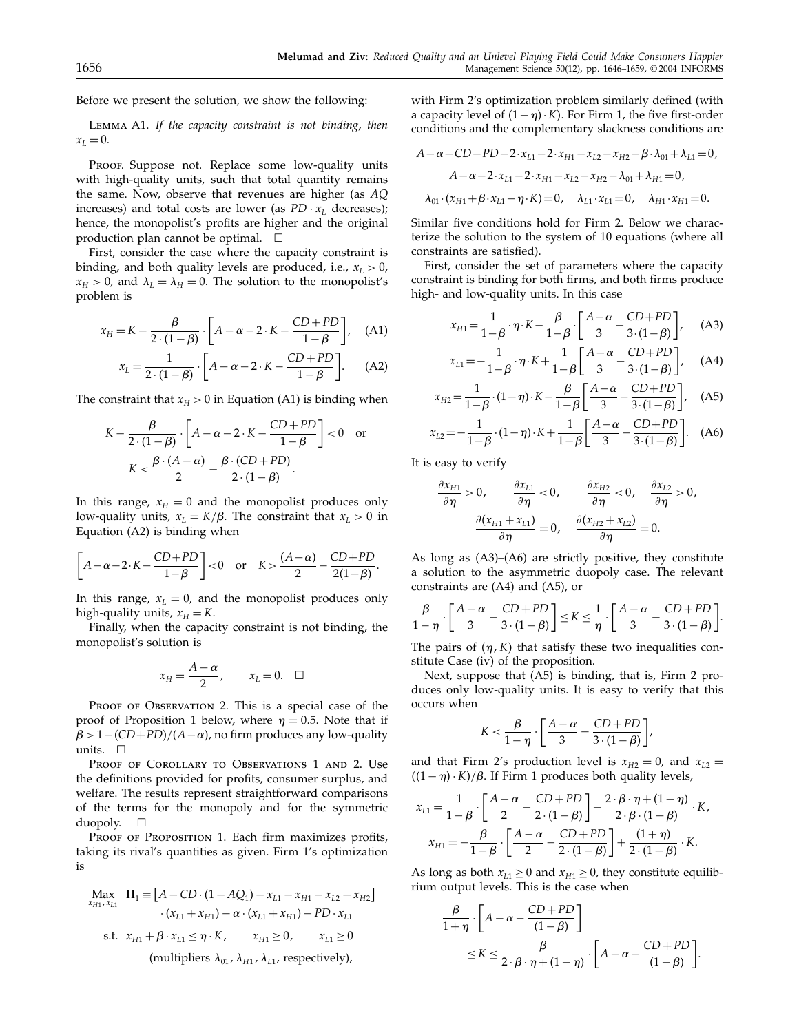Before we present the solution, we show the following:

Lemma A1. *If the capacity constraint is not binding, then* $x_L = 0$.

Proof. Suppose not. Replace some low-quality units with high-quality units, such that total quantity remains the same. Now, observe that revenues are higher (as $AQ$ increases) and total costs are lower (as $PD \cdot x_L$ decreases); hence, the monopolist's profits are higher and the original production plan cannot be optimal. $\square$

First, consider the case where the capacity constraint is binding, and both quality levels are produced, i.e., $x_L > 0$, $x_H > 0$, and $\lambda_L = \lambda_H = 0$. The solution to the monopolist's problem is

$$x_H = K - \frac{\beta}{2\cdot(1-\beta)} \cdot \left[A - \alpha - 2\cdot K - \frac{CD+PD}{1-\beta}\right], \quad \text{(A1)}$$

$$x_L = \frac{1}{2\cdot(1-\beta)} \cdot \left[A - \alpha - 2\cdot K - \frac{CD+PD}{1-\beta}\right]. \quad \text{(A2)}$$

The constraint that $x_H > 0$ in Equation (A1) is binding when

$$K - \frac{\beta}{2\cdot(1-\beta)} \cdot \left[A - \alpha - 2\cdot K - \frac{CD+PD}{1-\beta}\right] < 0 \quad \text{or}$$
$$K < \frac{\beta\cdot(A-\alpha)}{2} - \frac{\beta\cdot(CD+PD)}{2\cdot(1-\beta)}.$$

In this range, $x_H = 0$ and the monopolist produces only low-quality units, $x_L = K/\beta$. The constraint that $x_L > 0$ in Equation (A2) is binding when

$$\left[A-\alpha-2\cdot K - \frac{CD+PD}{1-\beta}\right] < 0 \quad \text{or} \quad K > \frac{(A-\alpha)}{2} - \frac{CD+PD}{2(1-\beta)}.$$

In this range, $x_L = 0$, and the monopolist produces only high-quality units, $x_H = K$.

Finally, when the capacity constraint is not binding, the monopolist's solution is

$$x_H = \frac{A-\alpha}{2}, \qquad x_L = 0. \quad \square$$

Proof of Observation 2. This is a special case of the proof of Proposition 1 below, where $\eta = 0.5$. Note that if $\beta > 1-(CD+PD)/(A-\alpha)$, no firm produces any low-quality units. $\square$

Proof of Corollary to Observations 1 and 2. Use the definitions provided for profits, consumer surplus, and welfare. The results represent straightforward comparisons of the terms for the monopoly and for the symmetric duopoly. $\square$

Proof of Proposition 1. Each firm maximizes profits, taking its rival's quantities as given. Firm 1's optimization is

$$\max_{x_{H1}, x_{L1}} \ \Pi_1 \equiv \left[A - CD\cdot(1-AQ_1) - x_{L1} - x_{H1} - x_{L2} - x_{H2}\right] \cdot (x_{L1}+x_{H1}) - \alpha\cdot(x_{L1}+x_{H1}) - PD\cdot x_{L1}$$

$$\text{s.t.} \quad x_{H1} + \beta\cdot x_{L1} \le \eta\cdot K, \qquad x_{H1} \ge 0, \qquad x_{L1} \ge 0$$

(multipliers $\lambda_{01}$, $\lambda_{H1}$, $\lambda_{L1}$, respectively),

with Firm 2's optimization problem similarly defined (with a capacity level of $(1-\eta)\cdot K$). For Firm 1, the five first-order conditions and the complementary slackness conditions are

$$A-\alpha-CD-PD-2\cdot x_{L1}-2\cdot x_{H1}-x_{L2}-x_{H2}-\beta\cdot\lambda_{01}+\lambda_{L1}=0,$$
$$A-\alpha-2\cdot x_{L1}-2\cdot x_{H1}-x_{L2}-x_{H2}-\lambda_{01}+\lambda_{H1}=0,$$
$$\lambda_{01}\cdot(x_{H1}+\beta\cdot x_{L1}-\eta\cdot K)=0, \quad \lambda_{L1}\cdot x_{L1}=0, \quad \lambda_{H1}\cdot x_{H1}=0.$$

Similar five conditions hold for Firm 2. Below we characterize the solution to the system of 10 equations (where all constraints are satisfied).

First, consider the set of parameters where the capacity constraint is binding for both firms, and both firms produce high- and low-quality units. In this case

$$x_{H1} = \frac{1}{1-\beta}\cdot\eta\cdot K - \frac{\beta}{1-\beta}\cdot\left[\frac{A-\alpha}{3} - \frac{CD+PD}{3\cdot(1-\beta)}\right], \quad \text{(A3)}$$

$$x_{L1} = -\frac{1}{1-\beta}\cdot\eta\cdot K + \frac{1}{1-\beta}\left[\frac{A-\alpha}{3} - \frac{CD+PD}{3\cdot(1-\beta)}\right], \quad \text{(A4)}$$

$$x_{H2} = \frac{1}{1-\beta}\cdot(1-\eta)\cdot K - \frac{\beta}{1-\beta}\left[\frac{A-\alpha}{3} - \frac{CD+PD}{3\cdot(1-\beta)}\right], \quad \text{(A5)}$$

$$x_{L2} = -\frac{1}{1-\beta}\cdot(1-\eta)\cdot K + \frac{1}{1-\beta}\left[\frac{A-\alpha}{3} - \frac{CD+PD}{3\cdot(1-\beta)}\right]. \quad \text{(A6)}$$

It is easy to verify

$$\frac{\partial x_{H1}}{\partial \eta} > 0, \qquad \frac{\partial x_{L1}}{\partial \eta} < 0, \qquad \frac{\partial x_{H2}}{\partial \eta} < 0, \qquad \frac{\partial x_{L2}}{\partial \eta} > 0,$$
$$\frac{\partial (x_{H1}+x_{L1})}{\partial \eta} = 0, \qquad \frac{\partial (x_{H2}+x_{L2})}{\partial \eta} = 0.$$

As long as (A3)–(A6) are strictly positive, they constitute a solution to the asymmetric duopoly case. The relevant constraints are (A4) and (A5), or

$$\frac{\beta}{1-\eta}\cdot\left[\frac{A-\alpha}{3} - \frac{CD+PD}{3\cdot(1-\beta)}\right] \le K \le \frac{1}{\eta}\cdot\left[\frac{A-\alpha}{3} - \frac{CD+PD}{3\cdot(1-\beta)}\right].$$

The pairs of $(\eta, K)$ that satisfy these two inequalities constitute Case (iv) of the proposition.

Next, suppose that (A5) is binding, that is, Firm 2 produces only low-quality units. It is easy to verify that this occurs when

$$K < \frac{\beta}{1-\eta}\cdot\left[\frac{A-\alpha}{3} - \frac{CD+PD}{3\cdot(1-\beta)}\right],$$

and that Firm 2's production level is $x_{H2} = 0$, and $x_{L2} = ((1-\eta)\cdot K)/\beta$. If Firm 1 produces both quality levels,

$$x_{L1} = \frac{1}{1-\beta}\cdot\left[\frac{A-\alpha}{2} - \frac{CD+PD}{2\cdot(1-\beta)}\right] - \frac{2\cdot\beta\cdot\eta+(1-\eta)}{2\cdot\beta\cdot(1-\beta)}\cdot K,$$

$$x_{H1} = -\frac{\beta}{1-\beta}\cdot\left[\frac{A-\alpha}{2} - \frac{CD+PD}{2\cdot(1-\beta)}\right] + \frac{(1+\eta)}{2\cdot(1-\beta)}\cdot K.$$

As long as both $x_{L1} \ge 0$ and $x_{H1} \ge 0$, they constitute equilibrium output levels. This is the case when

$$\frac{\beta}{1+\eta}\cdot\left[A-\alpha-\frac{CD+PD}{(1-\beta)}\right] \le K \le \frac{\beta}{2\cdot\beta\cdot\eta+(1-\eta)}\cdot\left[A-\alpha-\frac{CD+PD}{(1-\beta)}\right].$$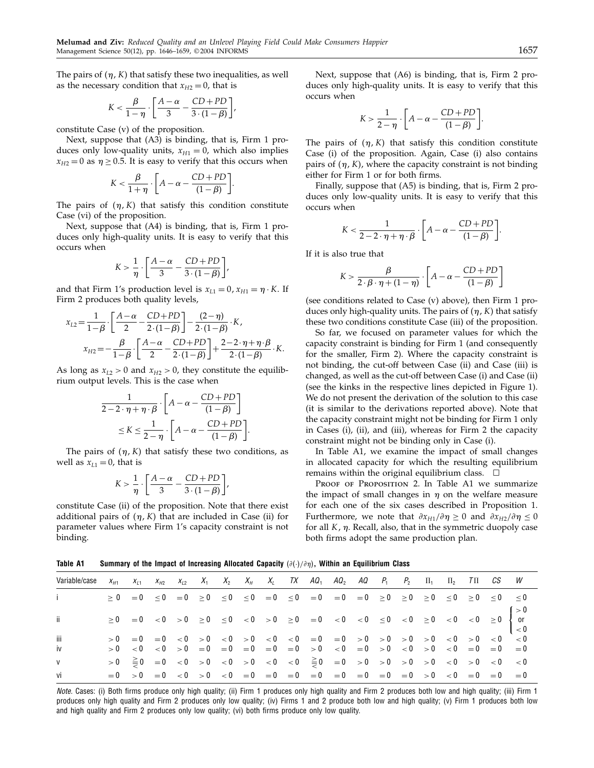The pairs of $(\eta, K)$ that satisfy these two inequalities, as well as the necessary condition that $x_{H2} = 0$, that is

$$K < \frac{\beta}{1-\eta} \cdot \left[\frac{A-\alpha}{3} - \frac{CD+PD}{3\cdot(1-\beta)}\right],$$

constitute Case (v) of the proposition.

Next, suppose that (A3) is binding, that is, Firm 1 produces only low-quality units, $x_{H1} = 0$, which also implies $x_{H2} = 0$ as $\eta \geq 0.5$. It is easy to verify that this occurs when

$$K < \frac{\beta}{1+\eta} \cdot \left[A - \alpha - \frac{CD+PD}{(1-\beta)}\right].$$

The pairs of $(\eta, K)$ that satisfy this condition constitute Case (vi) of the proposition.

Next, suppose that (A4) is binding, that is, Firm 1 produces only high-quality units. It is easy to verify that this occurs when

$$K > \frac{1}{\eta} \cdot \left[\frac{A-\alpha}{3} - \frac{CD+PD}{3\cdot(1-\beta)}\right],$$

and that Firm 1's production level is $x_{L1} = 0, x_{H1} = \eta \cdot K$. If Firm 2 produces both quality levels,

$$x_{L2} = \frac{1}{1-\beta} \cdot \left[\frac{A-\alpha}{2} - \frac{CD+PD}{2\cdot(1-\beta)}\right] - \frac{(2-\eta)}{2\cdot(1-\beta)} \cdot K,$$

$$x_{H2} = -\frac{\beta}{1-\beta} \cdot \left[\frac{A-\alpha}{2} - \frac{CD+PD}{2\cdot(1-\beta)}\right] + \frac{2-2\cdot\eta+\eta\cdot\beta}{2\cdot(1-\beta)} \cdot K.$$

As long as $x_{L2} > 0$ and $x_{H2} > 0$, they constitute the equilibrium output levels. This is the case when

$$\frac{1}{2-2\cdot\eta+\eta\cdot\beta} \cdot \left[A-\alpha-\frac{CD+PD}{(1-\beta)}\right] \leq K \leq \frac{1}{2-\eta} \cdot \left[A-\alpha-\frac{CD+PD}{(1-\beta)}\right].$$

The pairs of $(\eta, K)$ that satisfy these two conditions, as well as $x_{L1} = 0$, that is

$$K > \frac{1}{\eta} \cdot \left[\frac{A-\alpha}{3} - \frac{CD+PD}{3\cdot(1-\beta)}\right],$$

constitute Case (ii) of the proposition. Note that there exist additional pairs of $(\eta, K)$ that are included in Case (ii) for parameter values where Firm 1's capacity constraint is not binding.

Next, suppose that (A6) is binding, that is, Firm 2 produces only high-quality units. It is easy to verify that this occurs when

$$K > \frac{1}{2-\eta} \cdot \left[A - \alpha - \frac{CD+PD}{(1-\beta)}\right].$$

The pairs of $(\eta, K)$ that satisfy this condition constitute Case (i) of the proposition. Again, Case (i) also contains pairs of $(\eta, K)$, where the capacity constraint is not binding either for Firm 1 or for both firms.

Finally, suppose that (A5) is binding, that is, Firm 2 produces only low-quality units. It is easy to verify that this occurs when

$$K < \frac{1}{2-2\cdot\eta+\eta\cdot\beta} \cdot \left[A - \alpha - \frac{CD+PD}{(1-\beta)}\right].$$

If it is also true that

$$K > \frac{\beta}{2\cdot\beta\cdot\eta+(1-\eta)} \cdot \left[A - \alpha - \frac{CD+PD}{(1-\beta)}\right]$$

(see conditions related to Case (v) above), then Firm 1 produces only high-quality units. The pairs of $(\eta, K)$ that satisfy these two conditions constitute Case (iii) of the proposition.

So far, we focused on parameter values for which the capacity constraint is binding for Firm 1 (and consequently for the smaller, Firm 2). Where the capacity constraint is not binding, the cut-off between Case (ii) and Case (iii) is changed, as well as the cut-off between Case (i) and Case (ii) (see the kinks in the respective lines depicted in Figure 1). We do not present the derivation of the solution to this case (it is similar to the derivations reported above). Note that the capacity constraint might not be binding for Firm 1 only in Cases (i), (ii), and (iii), whereas for Firm 2 the capacity constraint might not be binding only in Case (i).

In Table A1, we examine the impact of small changes in allocated capacity for which the resulting equilibrium remains within the original equilibrium class. □

Proof of Proposition 2. In Table A1 we summarize the impact of small changes in $\eta$ on the welfare measure for each one of the six cases described in Proposition 1. Furthermore, we note that $\partial x_{H1}/\partial\eta \geq 0$ and $\partial x_{H2}/\partial\eta \leq 0$ for all $K, \eta$. Recall, also, that in the symmetric duopoly case both firms adopt the same production plan.

**Table A1 Summary of the Impact of Increasing Allocated Capacity $(\partial(\cdot)/\partial\eta)$, Within an Equilibrium Class**

| Variable/case | $x_{H1}$ | $x_{L1}$ | $x_{H2}$ | $x_{L2}$ | $X_1$ | $X_2$ | $X_H$ | $X_L$ | $TX$ | $AQ_1$ | $AQ_2$ | $AQ$ | $P_1$ | $P_2$ | $\Pi_1$ | $\Pi_2$ | $T\Pi$ | $CS$ | $W$ |
|---|---|---|---|---|---|---|---|---|---|---|---|---|---|---|---|---|---|---|---|
| i | $\geq 0$ | $=0$ | $\leq 0$ | $=0$ | $\geq 0$ | $\leq 0$ | $\leq 0$ | $=0$ | $\leq 0$ | $=0$ | $=0$ | $=0$ | $\geq 0$ | $\geq 0$ | $\geq 0$ | $\leq 0$ | $\geq 0$ | $\leq 0$ | $\leq 0$ |
| ii | $\geq 0$ | $=0$ | $<0$ | $>0$ | $\geq 0$ | $\leq 0$ | $<0$ | $>0$ | $\geq 0$ | $=0$ | $<0$ | $<0$ | $\leq 0$ | $<0$ | $\geq 0$ | $<0$ | $<0$ | $\geq 0$ | $>0$ or $<0$ |
| iii | $>0$ | $=0$ | $=0$ | $<0$ | $>0$ | $<0$ | $>0$ | $<0$ | $<0$ | $=0$ | $=0$ | $>0$ | $>0$ | $>0$ | $>0$ | $<0$ | $>0$ | $<0$ | $<0$ |
| iv | $>0$ | $<0$ | $<0$ | $>0$ | $=0$ | $=0$ | $=0$ | $=0$ | $=0$ | $>0$ | $<0$ | $=0$ | $>0$ | $<0$ | $>0$ | $<0$ | $=0$ | $=0$ | $=0$ |
| v | $>0$ | $\gtreqless 0$ | $=0$ | $<0$ | $>0$ | $<0$ | $>0$ | $<0$ | $<0$ | $\gtreqless 0$ | $=0$ | $>0$ | $>0$ | $>0$ | $>0$ | $<0$ | $>0$ | $<0$ | $<0$ |
| vi | $=0$ | $>0$ | $=0$ | $<0$ | $>0$ | $<0$ | $=0$ | $=0$ | $=0$ | $=0$ | $=0$ | $=0$ | $=0$ | $=0$ | $>0$ | $<0$ | $=0$ | $=0$ | $=0$ |

*Note.* Cases: (i) Both firms produce only high quality; (ii) Firm 1 produces only high quality and Firm 2 produces both low and high quality; (iii) Firm 1 produces only high quality and Firm 2 produces only low quality; (iv) Firms 1 and 2 produce both low and high quality; (v) Firm 1 produces both low and high quality and Firm 2 produces only low quality; (vi) both firms produce only low quality.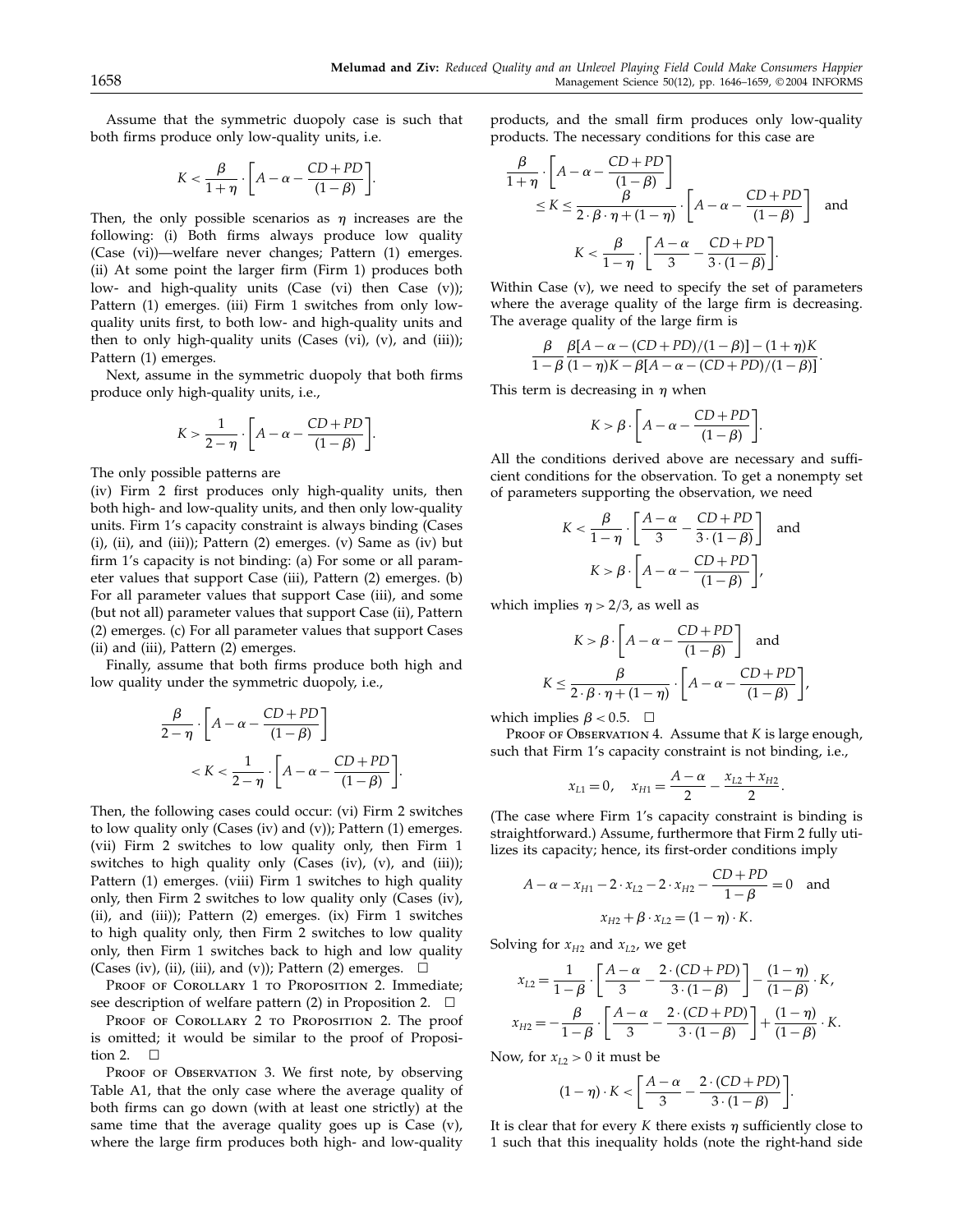Assume that the symmetric duopoly case is such that both firms produce only low-quality units, i.e.

$$K < \frac{\beta}{1+\eta} \cdot \left[A - \alpha - \frac{CD+PD}{(1-\beta)}\right].$$

Then, the only possible scenarios as $\eta$ increases are the following: (i) Both firms always produce low quality (Case (vi))—welfare never changes; Pattern (1) emerges. (ii) At some point the larger firm (Firm 1) produces both low- and high-quality units (Case (vi) then Case (v)); Pattern (1) emerges. (iii) Firm 1 switches from only low-quality units first, to both low- and high-quality units and then to only high-quality units (Cases (vi), (v), and (iii)); Pattern (1) emerges.

Next, assume in the symmetric duopoly that both firms produce only high-quality units, i.e.,

$$K > \frac{1}{2-\eta} \cdot \left[A - \alpha - \frac{CD+PD}{(1-\beta)}\right].$$

The only possible patterns are

(iv) Firm 2 first produces only high-quality units, then both high- and low-quality units, and then only low-quality units. Firm 1's capacity constraint is always binding (Cases (i), (ii), and (iii)); Pattern (2) emerges. (v) Same as (iv) but firm 1's capacity is not binding: (a) For some or all parameter values that support Case (iii), Pattern (2) emerges. (b) For all parameter values that support Case (iii), and some (but not all) parameter values that support Case (ii), Pattern (2) emerges. (c) For all parameter values that support Cases (ii) and (iii), Pattern (2) emerges.

Finally, assume that both firms produce both high and low quality under the symmetric duopoly, i.e.,

$$\frac{\beta}{2-\eta} \cdot \left[A - \alpha - \frac{CD+PD}{(1-\beta)}\right] < K < \frac{1}{2-\eta} \cdot \left[A - \alpha - \frac{CD+PD}{(1-\beta)}\right].$$

Then, the following cases could occur: (vi) Firm 2 switches to low quality only (Cases (iv) and (v)); Pattern (1) emerges. (vii) Firm 2 switches to low quality only, then Firm 1 switches to high quality only (Cases (iv), (v), and (iii)); Pattern (1) emerges. (viii) Firm 1 switches to high quality only, then Firm 2 switches to low quality only (Cases (iv), (ii), and (iii)); Pattern (2) emerges. (ix) Firm 1 switches to high quality only, then Firm 2 switches to low quality only, then Firm 1 switches back to high and low quality (Cases (iv), (ii), (iii), and (v)); Pattern (2) emerges. □

Proof of Corollary 1 to Proposition 2. Immediate; see description of welfare pattern (2) in Proposition 2. □

Proof of Corollary 2 to Proposition 2. The proof is omitted; it would be similar to the proof of Proposition 2. □

Proof of Observation 3. We first note, by observing Table A1, that the only case where the average quality of both firms can go down (with at least one strictly) at the same time that the average quality goes up is Case (v), where the large firm produces both high- and low-quality products, and the small firm produces only low-quality products. The necessary conditions for this case are

$$\frac{\beta}{1+\eta} \cdot \left[A - \alpha - \frac{CD+PD}{(1-\beta)}\right] \le K \le \frac{\beta}{2 \cdot \beta \cdot \eta + (1-\eta)} \cdot \left[A - \alpha - \frac{CD+PD}{(1-\beta)}\right] \quad \text{and}$$

$$K < \frac{\beta}{1-\eta} \cdot \left[\frac{A-\alpha}{3} - \frac{CD+PD}{3 \cdot (1-\beta)}\right].$$

Within Case (v), we need to specify the set of parameters where the average quality of the large firm is decreasing. The average quality of the large firm is

$$\frac{\beta}{1-\beta} \frac{\beta[A - \alpha - (CD+PD)/(1-\beta)] - (1+\eta)K}{(1-\eta)K - \beta[A - \alpha - (CD+PD)/(1-\beta)]}.$$

This term is decreasing in $\eta$ when

$$K > \beta \cdot \left[A - \alpha - \frac{CD+PD}{(1-\beta)}\right].$$

All the conditions derived above are necessary and sufficient conditions for the observation. To get a nonempty set of parameters supporting the observation, we need

$$K < \frac{\beta}{1-\eta} \cdot \left[\frac{A-\alpha}{3} - \frac{CD+PD}{3 \cdot (1-\beta)}\right] \quad \text{and}$$

$$K > \beta \cdot \left[A - \alpha - \frac{CD+PD}{(1-\beta)}\right],$$

which implies $\eta > 2/3$, as well as

$$K > \beta \cdot \left[A - \alpha - \frac{CD+PD}{(1-\beta)}\right] \quad \text{and}$$

$$K \le \frac{\beta}{2 \cdot \beta \cdot \eta + (1-\eta)} \cdot \left[A - \alpha - \frac{CD+PD}{(1-\beta)}\right],$$

which implies $\beta < 0.5$. □

Proof of Observation 4. Assume that $K$ is large enough, such that Firm 1's capacity constraint is not binding, i.e.,

$$x_{L1} = 0, \quad x_{H1} = \frac{A-\alpha}{2} - \frac{x_{L2} + x_{H2}}{2}.$$

(The case where Firm 1's capacity constraint is binding is straightforward.) Assume, furthermore that Firm 2 fully utilizes its capacity; hence, its first-order conditions imply

$$A - \alpha - x_{H1} - 2 \cdot x_{L2} - 2 \cdot x_{H2} - \frac{CD+PD}{1-\beta} = 0 \quad \text{and}$$

$$x_{H2} + \beta \cdot x_{L2} = (1-\eta) \cdot K.$$

Solving for $x_{H2}$ and $x_{L2}$, we get

$$x_{L2} = \frac{1}{1-\beta} \cdot \left[\frac{A-\alpha}{3} - \frac{2 \cdot (CD+PD)}{3 \cdot (1-\beta)}\right] - \frac{(1-\eta)}{(1-\beta)} \cdot K,$$

$$x_{H2} = -\frac{\beta}{1-\beta} \cdot \left[\frac{A-\alpha}{3} - \frac{2 \cdot (CD+PD)}{3 \cdot (1-\beta)}\right] + \frac{(1-\eta)}{(1-\beta)} \cdot K.$$

Now, for $x_{L2} > 0$ it must be

$$(1-\eta) \cdot K < \left[\frac{A-\alpha}{3} - \frac{2 \cdot (CD+PD)}{3 \cdot (1-\beta)}\right].$$

It is clear that for every $K$ there exists $\eta$ sufficiently close to 1 such that this inequality holds (note the right-hand side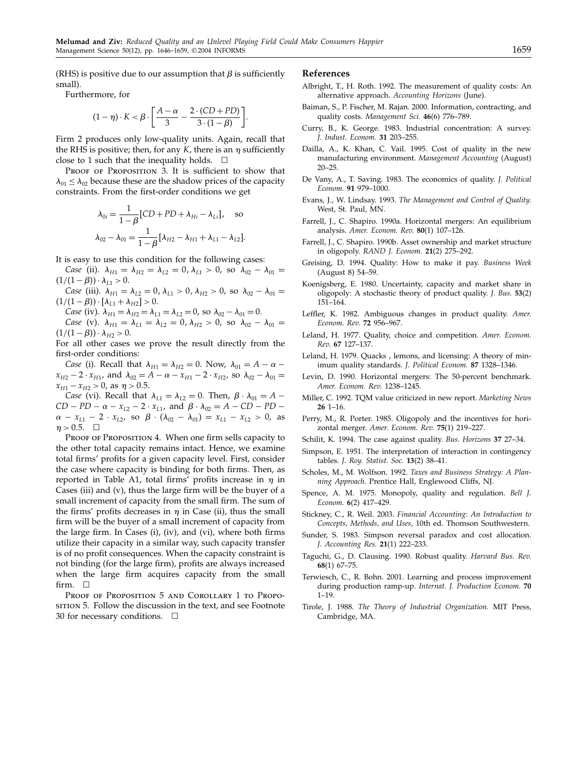(RHS) is positive due to our assumption that $\beta$ is sufficiently small).

Furthermore, for

$$(1-\eta)\cdot K < \beta \cdot \left[\frac{A-\alpha}{3} - \frac{2\cdot(CD+PD)}{3\cdot(1-\beta)}\right].$$

Firm 2 produces only low-quality units. Again, recall that the RHS is positive; then, for any $K$, there is an $\eta$ sufficiently close to 1 such that the inequality holds. $\square$

Proof of Proposition 3. It is sufficient to show that $\lambda_{01} \le \lambda_{02}$ because these are the shadow prices of the capacity constraints. From the first-order conditions we get

$$\lambda_{0i} = \frac{1}{1-\beta}[CD+PD+\lambda_{Hi}-\lambda_{Li}], \quad \text{so}$$

$$\lambda_{02}-\lambda_{01} = \frac{1}{1-\beta}[\lambda_{H2}-\lambda_{H1}+\lambda_{L1}-\lambda_{L2}].$$

It is easy to use this condition for the following cases:

*Case* (ii). $\lambda_{H1} = \lambda_{H2} = \lambda_{L2} = 0$, $\lambda_{L1} > 0$, so $\lambda_{02} - \lambda_{01} = (1/(1-\beta))\cdot\lambda_{L1} > 0$.

*Case* (iii). $\lambda_{H1} = \lambda_{L2} = 0$, $\lambda_{L1} > 0$, $\lambda_{H2} > 0$, so $\lambda_{02} - \lambda_{01} = (1/(1-\beta))\cdot[\lambda_{L1}+\lambda_{H2}] > 0$.

*Case* (iv). $\lambda_{H1} = \lambda_{H2} = \lambda_{L1} = \lambda_{L2} = 0$, so $\lambda_{02} - \lambda_{01} = 0$.

*Case* (v). $\lambda_{H1} = \lambda_{L1} = \lambda_{L2} = 0$, $\lambda_{H2} > 0$, so $\lambda_{02} - \lambda_{01} = (1/(1-\beta))\cdot\lambda_{H2} > 0$.

For all other cases we prove the result directly from the first-order conditions:

*Case* (i). Recall that $\lambda_{H1} = \lambda_{H2} = 0$. Now, $\lambda_{01} = A - \alpha - x_{H2} - 2\cdot x_{H1}$, and $\lambda_{02} = A - \alpha - x_{H1} - 2\cdot x_{H2}$, so $\lambda_{02} - \lambda_{01} = x_{H1} - x_{H2} > 0$, as $\eta > 0.5$.

*Case* (vi). Recall that $\lambda_{L1} = \lambda_{L2} = 0$. Then, $\beta\cdot\lambda_{01} = A - CD - PD - \alpha - x_{L2} - 2\cdot x_{L1}$, and $\beta\cdot\lambda_{02} = A - CD - PD - \alpha - x_{L1} - 2\cdot x_{L2}$, so $\beta\cdot(\lambda_{02}-\lambda_{01}) = x_{L1} - x_{L2} > 0$, as $\eta > 0.5$. $\square$

Proof of Proposition 4. When one firm sells capacity to the other total capacity remains intact. Hence, we examine total firms' profits for a given capacity level. First, consider the case where capacity is binding for both firms. Then, as reported in Table A1, total firms' profits increase in $\eta$ in Cases (iii) and (v), thus the large firm will be the buyer of a small increment of capacity from the small firm. The sum of the firms' profits decreases in $\eta$ in Case (ii), thus the small firm will be the buyer of a small increment of capacity from the large firm. In Cases (i), (iv), and (vi), where both firms utilize their capacity in a similar way, such capacity transfer is of no profit consequences. When the capacity constraint is not binding (for the large firm), profits are always increased when the large firm acquires capacity from the small firm. $\square$

Proof of Proposition 5 and Corollary 1 to Proposition 5. Follow the discussion in the text, and see Footnote 30 for necessary conditions. $\square$

## References

Albright, T., H. Roth. 1992. The measurement of quality costs: An alternative approach. *Accounting Horizons* (June).

Baiman, S., P. Fischer, M. Rajan. 2000. Information, contracting, and quality costs. *Management Sci.* **46**(6) 776–789.

Curry, B., K. George. 1983. Industrial concentration: A survey. *J. Indust. Econom.* **31** 203–255.

Dailla, A., K. Khan, C. Vail. 1995. Cost of quality in the new manufacturing environment. *Management Accounting* (August) 20–25.

De Vany, A., T. Saving. 1983. The economics of quality. *J. Political Econom.* **91** 979–1000.

Evans, J., W. Lindsay. 1993. *The Management and Control of Quality.* West, St. Paul, MN.

Farrell, J., C. Shapiro. 1990a. Horizontal mergers: An equilibrium analysis. *Amer. Econom. Rev.* **80**(1) 107–126.

Farrell, J., C. Shapiro. 1990b. Asset ownership and market structure in oligopoly. *RAND J. Econom.* **21**(2) 275–292.

Greising, D. 1994. Quality: How to make it pay. *Business Week* (August 8) 54–59.

Koenigsberg, E. 1980. Uncertainty, capacity and market share in oligopoly: A stochastic theory of product quality. *J. Bus.* **53**(2) 151–164.

Leffler, K. 1982. Ambiguous changes in product quality. *Amer. Econom. Rev.* **72** 956–967.

Leland, H. 1977. Quality, choice and competition. *Amer. Econom. Rev.* **67** 127–137.

Leland, H. 1979. Quacks , lemons, and licensing: A theory of minimum quality standards. *J. Political Econom.* **87** 1328–1346.

Levin, D. 1990. Horizontal mergers: The 50-percent benchmark. *Amer. Econom. Rev.* 1238–1245.

Miller, C. 1992. TQM value criticized in new report. *Marketing News* **26** 1–16.

Perry, M., R. Porter. 1985. Oligopoly and the incentives for horizontal merger. *Amer. Econom. Rev.* **75**(1) 219–227.

Schilit, K. 1994. The case against quality. *Bus. Horizons* **37** 27–34.

Simpson, E. 1951. The interpretation of interaction in contingency tables. *J. Roy. Statist. Soc.* **13**(2) 38–41.

Scholes, M., M. Wolfson. 1992. *Taxes and Business Strategy: A Planning Approach.* Prentice Hall, Englewood Cliffs, NJ.

Spence, A. M. 1975. Monopoly, quality and regulation. *Bell J. Econom.* **6**(2) 417–429.

Stickney, C., R. Weil. 2003. *Financial Accounting: An Introduction to Concepts, Methods, and Uses*, 10th ed. Thomson Southwestern.

Sunder, S. 1983. Simpson reversal paradox and cost allocation. *J. Accounting Res.* **21**(1) 222–233.

Taguchi, G., D. Clausing. 1990. Robust quality. *Harvard Bus. Rev.* **68**(1) 67–75.

Terwiesch, C., R. Bohn. 2001. Learning and process improvement during production ramp-up. *Internat. J. Production Econom.* **70** 1–19.

Tirole, J. 1988. *The Theory of Industrial Organization.* MIT Press, Cambridge, MA.